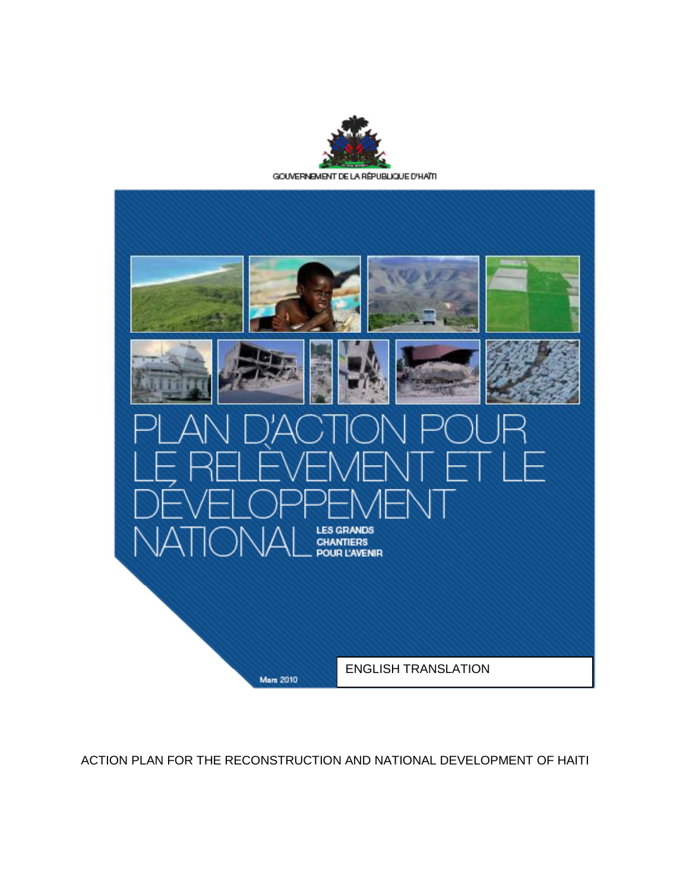GOUVERNEMENT DE LA RÉPUBLIQUE D'HAÏTI

# PLAN D'ACTION POUR LE RELÈVEMENT ET LE DÉVELOPPEMENT NATIONAL

**LES GRANDS CHANTIERS POUR L'AVENIR**

Mars 2010

ENGLISH TRANSLATION

ACTION PLAN FOR THE RECONSTRUCTION AND NATIONAL DEVELOPMENT OF HAITI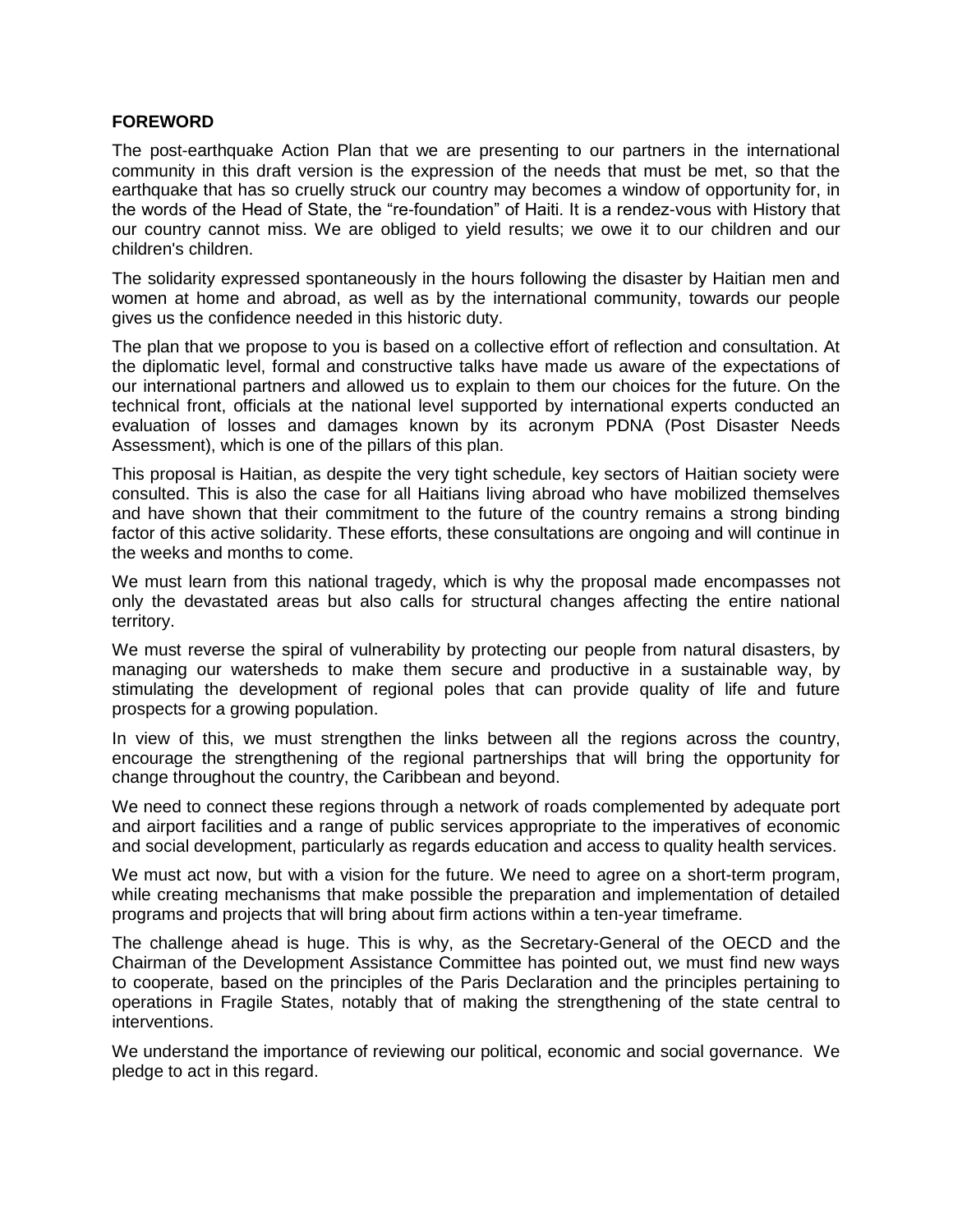**FOREWORD**

The post-earthquake Action Plan that we are presenting to our partners in the international community in this draft version is the expression of the needs that must be met, so that the earthquake that has so cruelly struck our country may becomes a window of opportunity for, in the words of the Head of State, the "re-foundation" of Haiti. It is a rendez-vous with History that our country cannot miss. We are obliged to yield results; we owe it to our children and our children's children.

The solidarity expressed spontaneously in the hours following the disaster by Haitian men and women at home and abroad, as well as by the international community, towards our people gives us the confidence needed in this historic duty.

The plan that we propose to you is based on a collective effort of reflection and consultation. At the diplomatic level, formal and constructive talks have made us aware of the expectations of our international partners and allowed us to explain to them our choices for the future. On the technical front, officials at the national level supported by international experts conducted an evaluation of losses and damages known by its acronym PDNA (Post Disaster Needs Assessment), which is one of the pillars of this plan.

This proposal is Haitian, as despite the very tight schedule, key sectors of Haitian society were consulted. This is also the case for all Haitians living abroad who have mobilized themselves and have shown that their commitment to the future of the country remains a strong binding factor of this active solidarity. These efforts, these consultations are ongoing and will continue in the weeks and months to come.

We must learn from this national tragedy, which is why the proposal made encompasses not only the devastated areas but also calls for structural changes affecting the entire national territory.

We must reverse the spiral of vulnerability by protecting our people from natural disasters, by managing our watersheds to make them secure and productive in a sustainable way, by stimulating the development of regional poles that can provide quality of life and future prospects for a growing population.

In view of this, we must strengthen the links between all the regions across the country, encourage the strengthening of the regional partnerships that will bring the opportunity for change throughout the country, the Caribbean and beyond.

We need to connect these regions through a network of roads complemented by adequate port and airport facilities and a range of public services appropriate to the imperatives of economic and social development, particularly as regards education and access to quality health services.

We must act now, but with a vision for the future. We need to agree on a short-term program, while creating mechanisms that make possible the preparation and implementation of detailed programs and projects that will bring about firm actions within a ten-year timeframe.

The challenge ahead is huge. This is why, as the Secretary-General of the OECD and the Chairman of the Development Assistance Committee has pointed out, we must find new ways to cooperate, based on the principles of the Paris Declaration and the principles pertaining to operations in Fragile States, notably that of making the strengthening of the state central to interventions.

We understand the importance of reviewing our political, economic and social governance. We pledge to act in this regard.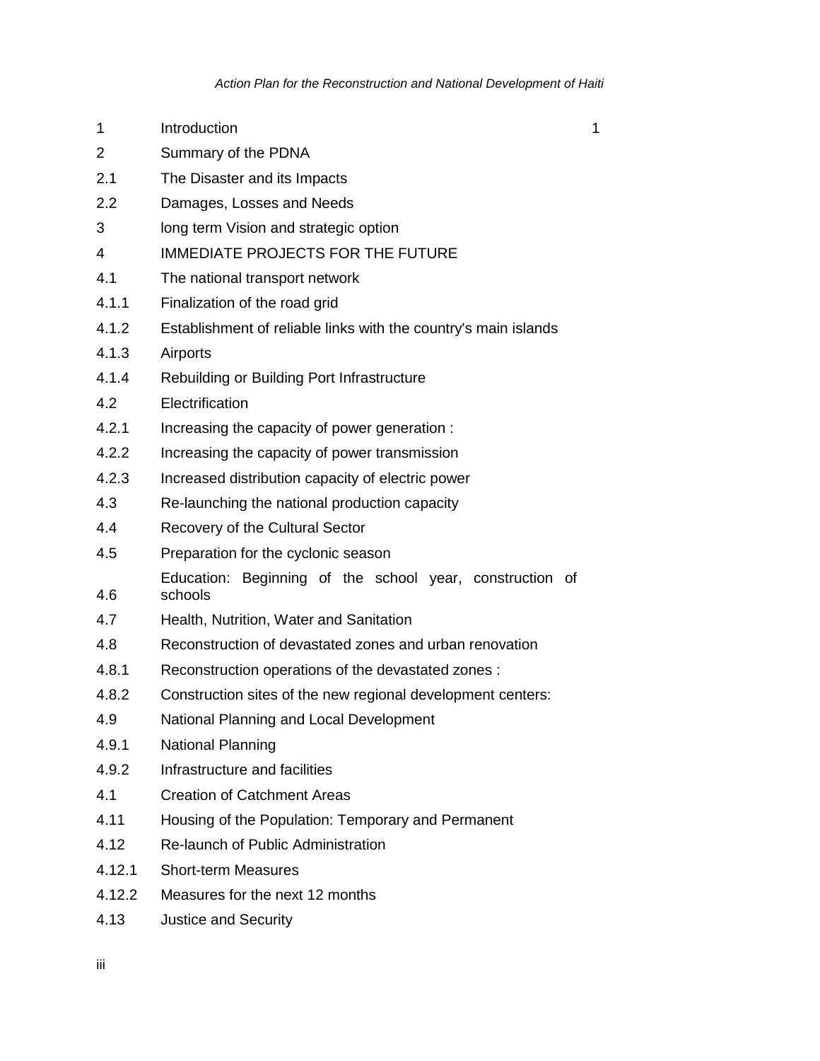| | | |
|---|---|---|
| 1 | Introduction | 1 |
| 2 | Summary of the PDNA | |
| 2.1 | The Disaster and its Impacts | |
| 2.2 | Damages, Losses and Needs | |
| 3 | long term Vision and strategic option | |
| 4 | IMMEDIATE PROJECTS FOR THE FUTURE | |
| 4.1 | The national transport network | |
| 4.1.1 | Finalization of the road grid | |
| 4.1.2 | Establishment of reliable links with the country's main islands | |
| 4.1.3 | Airports | |
| 4.1.4 | Rebuilding or Building Port Infrastructure | |
| 4.2 | Electrification | |
| 4.2.1 | Increasing the capacity of power generation : | |
| 4.2.2 | Increasing the capacity of power transmission | |
| 4.2.3 | Increased distribution capacity of electric power | |
| 4.3 | Re-launching the national production capacity | |
| 4.4 | Recovery of the Cultural Sector | |
| 4.5 | Preparation for the cyclonic season | |
| 4.6 | Education: Beginning of the school year, construction of schools | |
| 4.7 | Health, Nutrition, Water and Sanitation | |
| 4.8 | Reconstruction of devastated zones and urban renovation | |
| 4.8.1 | Reconstruction operations of the devastated zones : | |
| 4.8.2 | Construction sites of the new regional development centers: | |
| 4.9 | National Planning and Local Development | |
| 4.9.1 | National Planning | |
| 4.9.2 | Infrastructure and facilities | |
| 4.1 | Creation of Catchment Areas | |
| 4.11 | Housing of the Population: Temporary and Permanent | |
| 4.12 | Re-launch of Public Administration | |
| 4.12.1 | Short-term Measures | |
| 4.12.2 | Measures for the next 12 months | |
| 4.13 | Justice and Security | |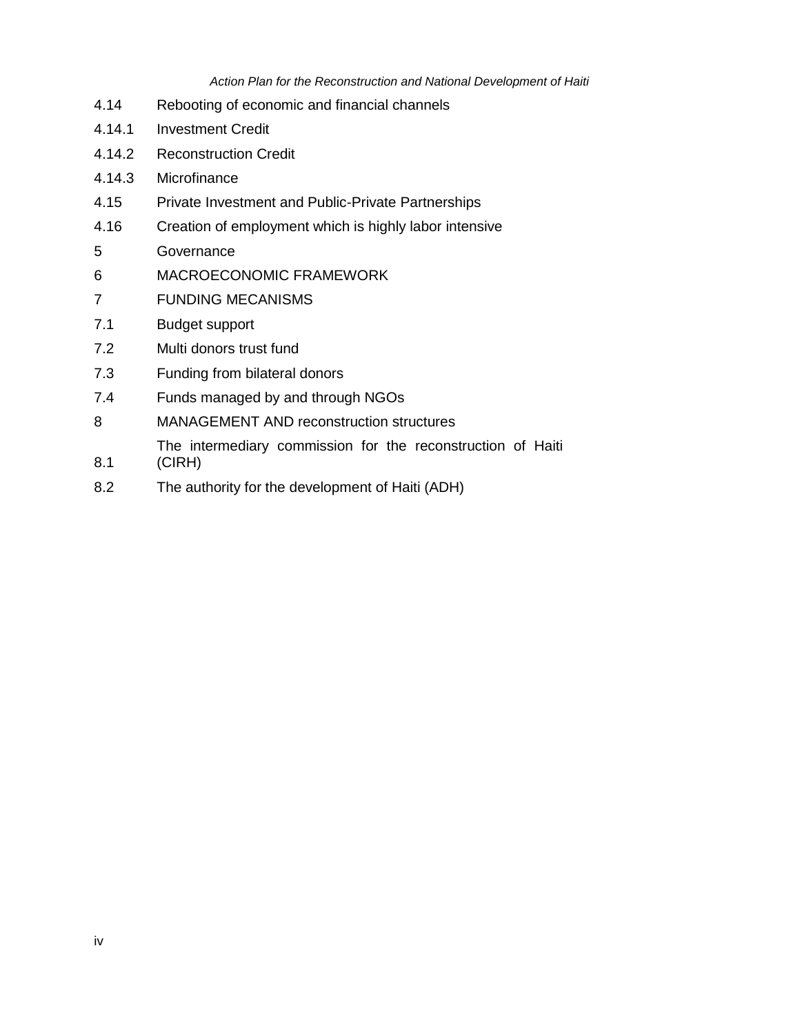| | |
|---|---|
| 4.14 | Rebooting of economic and financial channels |
| 4.14.1 | Investment Credit |
| 4.14.2 | Reconstruction Credit |
| 4.14.3 | Microfinance |
| 4.15 | Private Investment and Public-Private Partnerships |
| 4.16 | Creation of employment which is highly labor intensive |
| 5 | Governance |
| 6 | MACROECONOMIC FRAMEWORK |
| 7 | FUNDING MECANISMS |
| 7.1 | Budget support |
| 7.2 | Multi donors trust fund |
| 7.3 | Funding from bilateral donors |
| 7.4 | Funds managed by and through NGOs |
| 8 | MANAGEMENT AND reconstruction structures |
| 8.1 | The intermediary commission for the reconstruction of Haiti (CIRH) |
| 8.2 | The authority for the development of Haiti (ADH) |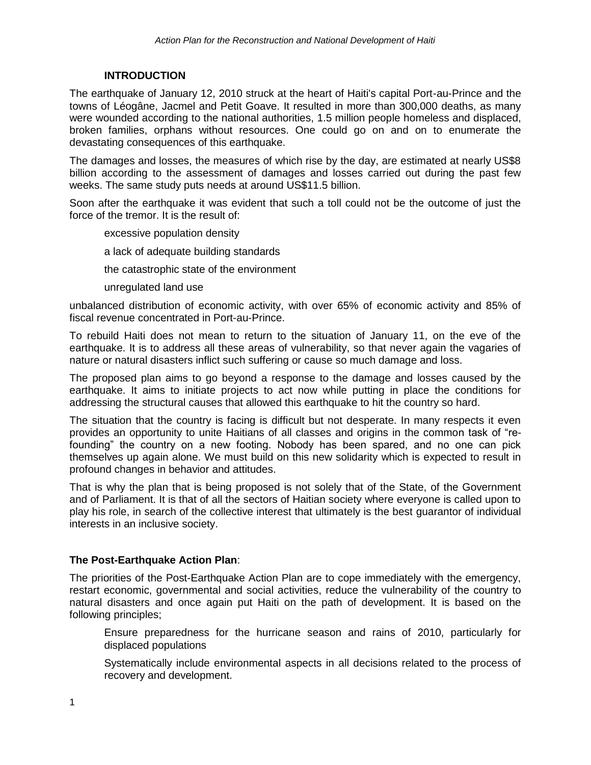## INTRODUCTION

The earthquake of January 12, 2010 struck at the heart of Haiti's capital Port-au-Prince and the towns of Léogâne, Jacmel and Petit Goave. It resulted in more than 300,000 deaths, as many were wounded according to the national authorities, 1.5 million people homeless and displaced, broken families, orphans without resources. One could go on and on to enumerate the devastating consequences of this earthquake.

The damages and losses, the measures of which rise by the day, are estimated at nearly US$8 billion according to the assessment of damages and losses carried out during the past few weeks. The same study puts needs at around US$11.5 billion.

Soon after the earthquake it was evident that such a toll could not be the outcome of just the force of the tremor. It is the result of:

- excessive population density
- a lack of adequate building standards
- the catastrophic state of the environment
- unregulated land use

unbalanced distribution of economic activity, with over 65% of economic activity and 85% of fiscal revenue concentrated in Port-au-Prince.

To rebuild Haiti does not mean to return to the situation of January 11, on the eve of the earthquake. It is to address all these areas of vulnerability, so that never again the vagaries of nature or natural disasters inflict such suffering or cause so much damage and loss.

The proposed plan aims to go beyond a response to the damage and losses caused by the earthquake. It aims to initiate projects to act now while putting in place the conditions for addressing the structural causes that allowed this earthquake to hit the country so hard.

The situation that the country is facing is difficult but not desperate. In many respects it even provides an opportunity to unite Haitians of all classes and origins in the common task of "re-founding" the country on a new footing. Nobody has been spared, and no one can pick themselves up again alone. We must build on this new solidarity which is expected to result in profound changes in behavior and attitudes.

That is why the plan that is being proposed is not solely that of the State, of the Government and of Parliament. It is that of all the sectors of Haitian society where everyone is called upon to play his role, in search of the collective interest that ultimately is the best guarantor of individual interests in an inclusive society.

**The Post-Earthquake Action Plan**:

The priorities of the Post-Earthquake Action Plan are to cope immediately with the emergency, restart economic, governmental and social activities, reduce the vulnerability of the country to natural disasters and once again put Haiti on the path of development. It is based on the following principles;

- Ensure preparedness for the hurricane season and rains of 2010, particularly for displaced populations
- Systematically include environmental aspects in all decisions related to the process of recovery and development.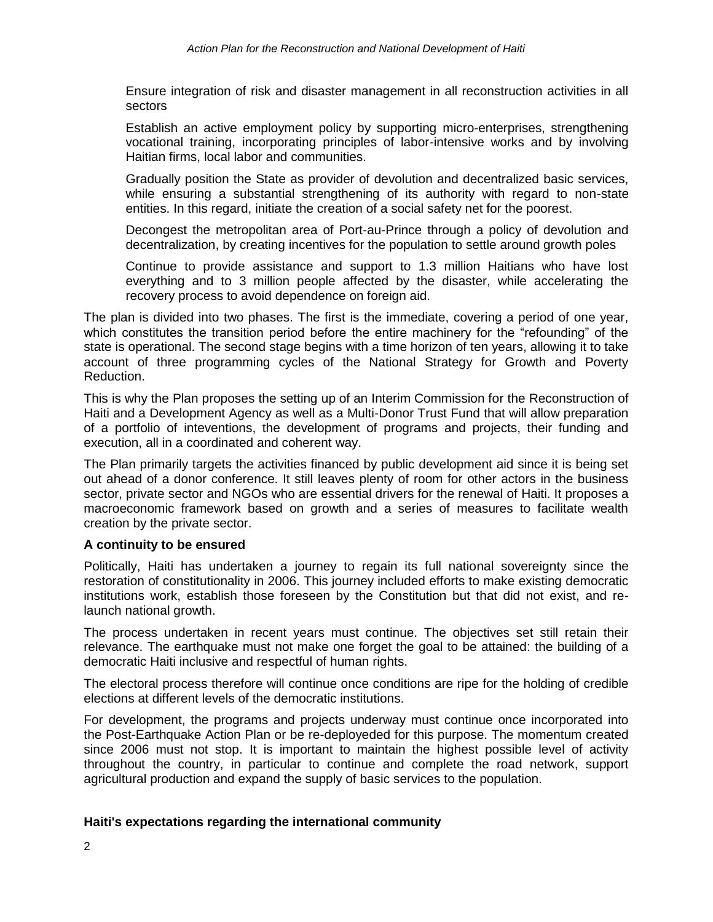Ensure integration of risk and disaster management in all reconstruction activities in all sectors

Establish an active employment policy by supporting micro-enterprises, strengthening vocational training, incorporating principles of labor-intensive works and by involving Haitian firms, local labor and communities.

Gradually position the State as provider of devolution and decentralized basic services, while ensuring a substantial strengthening of its authority with regard to non-state entities. In this regard, initiate the creation of a social safety net for the poorest.

Decongest the metropolitan area of Port-au-Prince through a policy of devolution and decentralization, by creating incentives for the population to settle around growth poles

Continue to provide assistance and support to 1.3 million Haitians who have lost everything and to 3 million people affected by the disaster, while accelerating the recovery process to avoid dependence on foreign aid.

The plan is divided into two phases. The first is the immediate, covering a period of one year, which constitutes the transition period before the entire machinery for the "refounding" of the state is operational. The second stage begins with a time horizon of ten years, allowing it to take account of three programming cycles of the National Strategy for Growth and Poverty Reduction.

This is why the Plan proposes the setting up of an Interim Commission for the Reconstruction of Haiti and a Development Agency as well as a Multi-Donor Trust Fund that will allow preparation of a portfolio of inteventions, the development of programs and projects, their funding and execution, all in a coordinated and coherent way.

The Plan primarily targets the activities financed by public development aid since it is being set out ahead of a donor conference. It still leaves plenty of room for other actors in the business sector, private sector and NGOs who are essential drivers for the renewal of Haiti. It proposes a macroeconomic framework based on growth and a series of measures to facilitate wealth creation by the private sector.

**A continuity to be ensured**

Politically, Haiti has undertaken a journey to regain its full national sovereignty since the restoration of constitutionality in 2006. This journey included efforts to make existing democratic institutions work, establish those foreseen by the Constitution but that did not exist, and re-launch national growth.

The process undertaken in recent years must continue. The objectives set still retain their relevance. The earthquake must not make one forget the goal to be attained: the building of a democratic Haiti inclusive and respectful of human rights.

The electoral process therefore will continue once conditions are ripe for the holding of credible elections at different levels of the democratic institutions.

For development, the programs and projects underway must continue once incorporated into the Post-Earthquake Action Plan or be re-deployeded for this purpose. The momentum created since 2006 must not stop. It is important to maintain the highest possible level of activity throughout the country, in particular to continue and complete the road network, support agricultural production and expand the supply of basic services to the population.

**Haiti's expectations regarding the international community**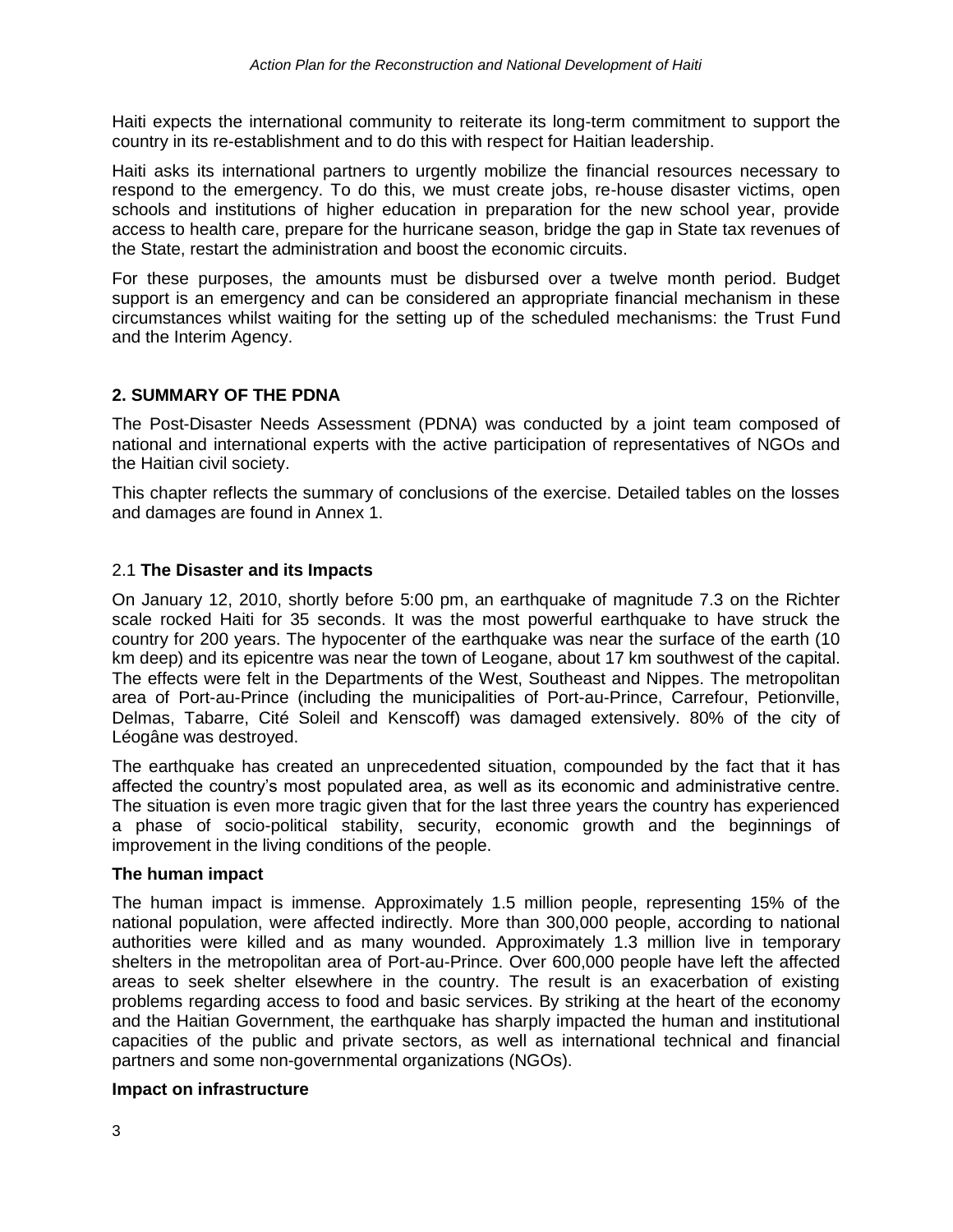Haiti expects the international community to reiterate its long-term commitment to support the country in its re-establishment and to do this with respect for Haitian leadership.

Haiti asks its international partners to urgently mobilize the financial resources necessary to respond to the emergency. To do this, we must create jobs, re-house disaster victims, open schools and institutions of higher education in preparation for the new school year, provide access to health care, prepare for the hurricane season, bridge the gap in State tax revenues of the State, restart the administration and boost the economic circuits.

For these purposes, the amounts must be disbursed over a twelve month period. Budget support is an emergency and can be considered an appropriate financial mechanism in these circumstances whilst waiting for the setting up of the scheduled mechanisms: the Trust Fund and the Interim Agency.

## 2. SUMMARY OF THE PDNA

The Post-Disaster Needs Assessment (PDNA) was conducted by a joint team composed of national and international experts with the active participation of representatives of NGOs and the Haitian civil society.

This chapter reflects the summary of conclusions of the exercise. Detailed tables on the losses and damages are found in Annex 1.

### 2.1 **The Disaster and its Impacts**

On January 12, 2010, shortly before 5:00 pm, an earthquake of magnitude 7.3 on the Richter scale rocked Haiti for 35 seconds. It was the most powerful earthquake to have struck the country for 200 years. The hypocenter of the earthquake was near the surface of the earth (10 km deep) and its epicentre was near the town of Leogane, about 17 km southwest of the capital. The effects were felt in the Departments of the West, Southeast and Nippes. The metropolitan area of Port-au-Prince (including the municipalities of Port-au-Prince, Carrefour, Petionville, Delmas, Tabarre, Cité Soleil and Kenscoff) was damaged extensively. 80% of the city of Léogâne was destroyed.

The earthquake has created an unprecedented situation, compounded by the fact that it has affected the country's most populated area, as well as its economic and administrative centre. The situation is even more tragic given that for the last three years the country has experienced a phase of socio-political stability, security, economic growth and the beginnings of improvement in the living conditions of the people.

#### The human impact

The human impact is immense. Approximately 1.5 million people, representing 15% of the national population, were affected indirectly. More than 300,000 people, according to national authorities were killed and as many wounded. Approximately 1.3 million live in temporary shelters in the metropolitan area of Port-au-Prince. Over 600,000 people have left the affected areas to seek shelter elsewhere in the country. The result is an exacerbation of existing problems regarding access to food and basic services. By striking at the heart of the economy and the Haitian Government, the earthquake has sharply impacted the human and institutional capacities of the public and private sectors, as well as international technical and financial partners and some non-governmental organizations (NGOs).

#### Impact on infrastructure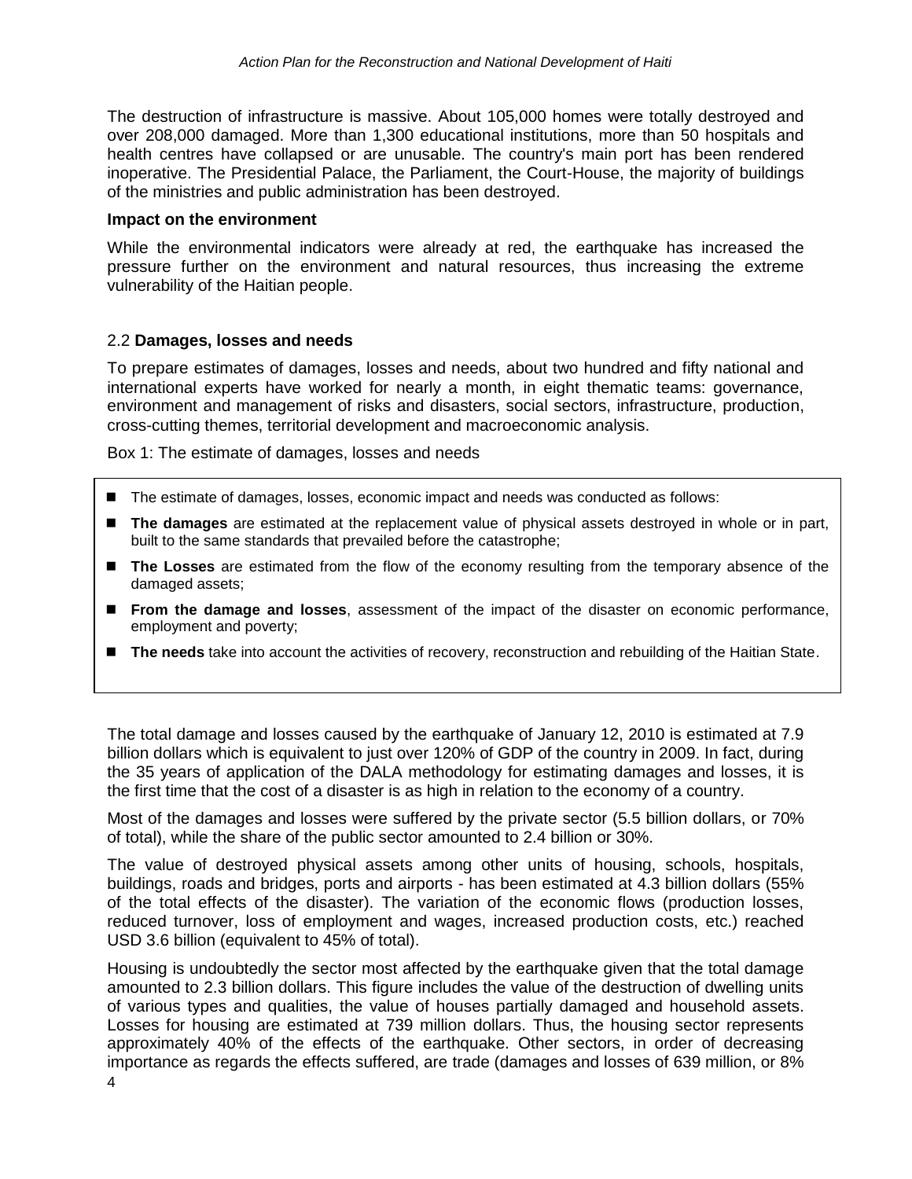The destruction of infrastructure is massive. About 105,000 homes were totally destroyed and over 208,000 damaged. More than 1,300 educational institutions, more than 50 hospitals and health centres have collapsed or are unusable. The country's main port has been rendered inoperative. The Presidential Palace, the Parliament, the Court-House, the majority of buildings of the ministries and public administration has been destroyed.

**Impact on the environment**

While the environmental indicators were already at red, the earthquake has increased the pressure further on the environment and natural resources, thus increasing the extreme vulnerability of the Haitian people.

## 2.2 **Damages, losses and needs**

To prepare estimates of damages, losses and needs, about two hundred and fifty national and international experts have worked for nearly a month, in eight thematic teams: governance, environment and management of risks and disasters, social sectors, infrastructure, production, cross-cutting themes, territorial development and macroeconomic analysis.

Box 1: The estimate of damages, losses and needs

- The estimate of damages, losses, economic impact and needs was conducted as follows:
- **The damages** are estimated at the replacement value of physical assets destroyed in whole or in part, built to the same standards that prevailed before the catastrophe;
- **The Losses** are estimated from the flow of the economy resulting from the temporary absence of the damaged assets;
- **From the damage and losses**, assessment of the impact of the disaster on economic performance, employment and poverty;
- **The needs** take into account the activities of recovery, reconstruction and rebuilding of the Haitian State.

The total damage and losses caused by the earthquake of January 12, 2010 is estimated at 7.9 billion dollars which is equivalent to just over 120% of GDP of the country in 2009. In fact, during the 35 years of application of the DALA methodology for estimating damages and losses, it is the first time that the cost of a disaster is as high in relation to the economy of a country.

Most of the damages and losses were suffered by the private sector (5.5 billion dollars, or 70% of total), while the share of the public sector amounted to 2.4 billion or 30%.

The value of destroyed physical assets among other units of housing, schools, hospitals, buildings, roads and bridges, ports and airports - has been estimated at 4.3 billion dollars (55% of the total effects of the disaster). The variation of the economic flows (production losses, reduced turnover, loss of employment and wages, increased production costs, etc.) reached USD 3.6 billion (equivalent to 45% of total).

Housing is undoubtedly the sector most affected by the earthquake given that the total damage amounted to 2.3 billion dollars. This figure includes the value of the destruction of dwelling units of various types and qualities, the value of houses partially damaged and household assets. Losses for housing are estimated at 739 million dollars. Thus, the housing sector represents approximately 40% of the effects of the earthquake. Other sectors, in order of decreasing importance as regards the effects suffered, are trade (damages and losses of 639 million, or 8%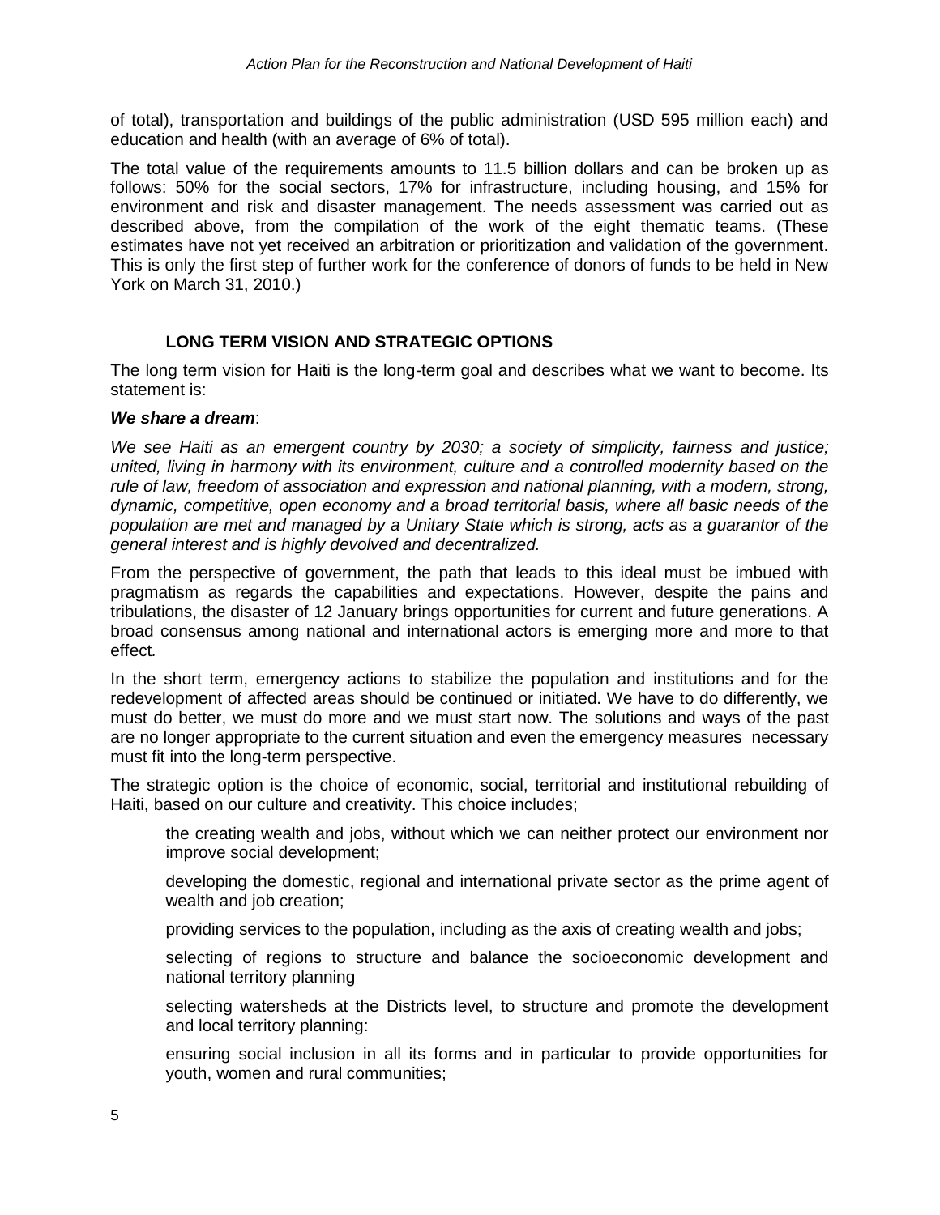of total), transportation and buildings of the public administration (USD 595 million each) and education and health (with an average of 6% of total).

The total value of the requirements amounts to 11.5 billion dollars and can be broken up as follows: 50% for the social sectors, 17% for infrastructure, including housing, and 15% for environment and risk and disaster management. The needs assessment was carried out as described above, from the compilation of the work of the eight thematic teams. (These estimates have not yet received an arbitration or prioritization and validation of the government. This is only the first step of further work for the conference of donors of funds to be held in New York on March 31, 2010.)

## LONG TERM VISION AND STRATEGIC OPTIONS

The long term vision for Haiti is the long-term goal and describes what we want to become. Its statement is:

***We share a dream***:

*We see Haiti as an emergent country by 2030; a society of simplicity, fairness and justice; united, living in harmony with its environment, culture and a controlled modernity based on the rule of law, freedom of association and expression and national planning, with a modern, strong, dynamic, competitive, open economy and a broad territorial basis, where all basic needs of the population are met and managed by a Unitary State which is strong, acts as a guarantor of the general interest and is highly devolved and decentralized.*

From the perspective of government, the path that leads to this ideal must be imbued with pragmatism as regards the capabilities and expectations. However, despite the pains and tribulations, the disaster of 12 January brings opportunities for current and future generations. A broad consensus among national and international actors is emerging more and more to that effect.

In the short term, emergency actions to stabilize the population and institutions and for the redevelopment of affected areas should be continued or initiated. We have to do differently, we must do better, we must do more and we must start now. The solutions and ways of the past are no longer appropriate to the current situation and even the emergency measures necessary must fit into the long-term perspective.

The strategic option is the choice of economic, social, territorial and institutional rebuilding of Haiti, based on our culture and creativity. This choice includes;

- the creating wealth and jobs, without which we can neither protect our environment nor improve social development;
- developing the domestic, regional and international private sector as the prime agent of wealth and job creation;
- providing services to the population, including as the axis of creating wealth and jobs;
- selecting of regions to structure and balance the socioeconomic development and national territory planning
- selecting watersheds at the Districts level, to structure and promote the development and local territory planning:
- ensuring social inclusion in all its forms and in particular to provide opportunities for youth, women and rural communities;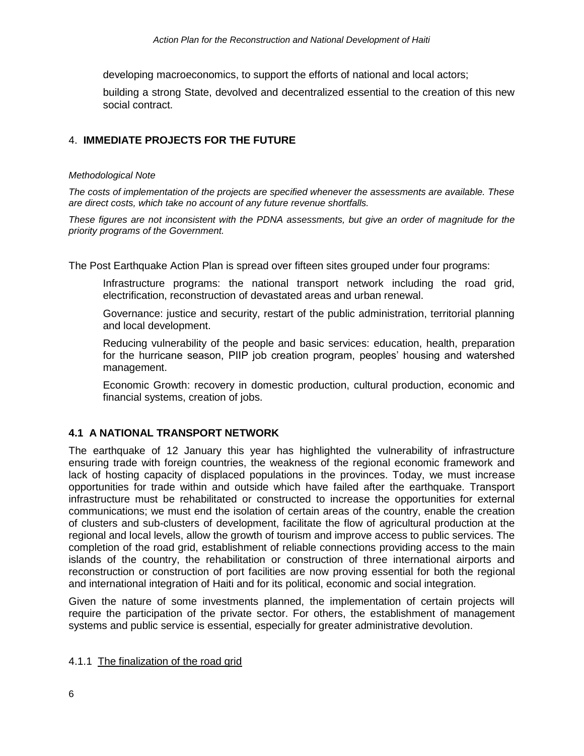developing macroeconomics, to support the efforts of national and local actors;

building a strong State, devolved and decentralized essential to the creation of this new social contract.

## 4. IMMEDIATE PROJECTS FOR THE FUTURE

*Methodological Note*

*The costs of implementation of the projects are specified whenever the assessments are available. These are direct costs, which take no account of any future revenue shortfalls.*

*These figures are not inconsistent with the PDNA assessments, but give an order of magnitude for the priority programs of the Government.*

The Post Earthquake Action Plan is spread over fifteen sites grouped under four programs:

Infrastructure programs: the national transport network including the road grid, electrification, reconstruction of devastated areas and urban renewal.

Governance: justice and security, restart of the public administration, territorial planning and local development.

Reducing vulnerability of the people and basic services: education, health, preparation for the hurricane season, PIIP job creation program, peoples' housing and watershed management.

Economic Growth: recovery in domestic production, cultural production, economic and financial systems, creation of jobs.

### 4.1 A NATIONAL TRANSPORT NETWORK

The earthquake of 12 January this year has highlighted the vulnerability of infrastructure ensuring trade with foreign countries, the weakness of the regional economic framework and lack of hosting capacity of displaced populations in the provinces. Today, we must increase opportunities for trade within and outside which have failed after the earthquake. Transport infrastructure must be rehabilitated or constructed to increase the opportunities for external communications; we must end the isolation of certain areas of the country, enable the creation of clusters and sub-clusters of development, facilitate the flow of agricultural production at the regional and local levels, allow the growth of tourism and improve access to public services. The completion of the road grid, establishment of reliable connections providing access to the main islands of the country, the rehabilitation or construction of three international airports and reconstruction or construction of port facilities are now proving essential for both the regional and international integration of Haiti and for its political, economic and social integration.

Given the nature of some investments planned, the implementation of certain projects will require the participation of the private sector. For others, the establishment of management systems and public service is essential, especially for greater administrative devolution.

#### 4.1.1 The finalization of the road grid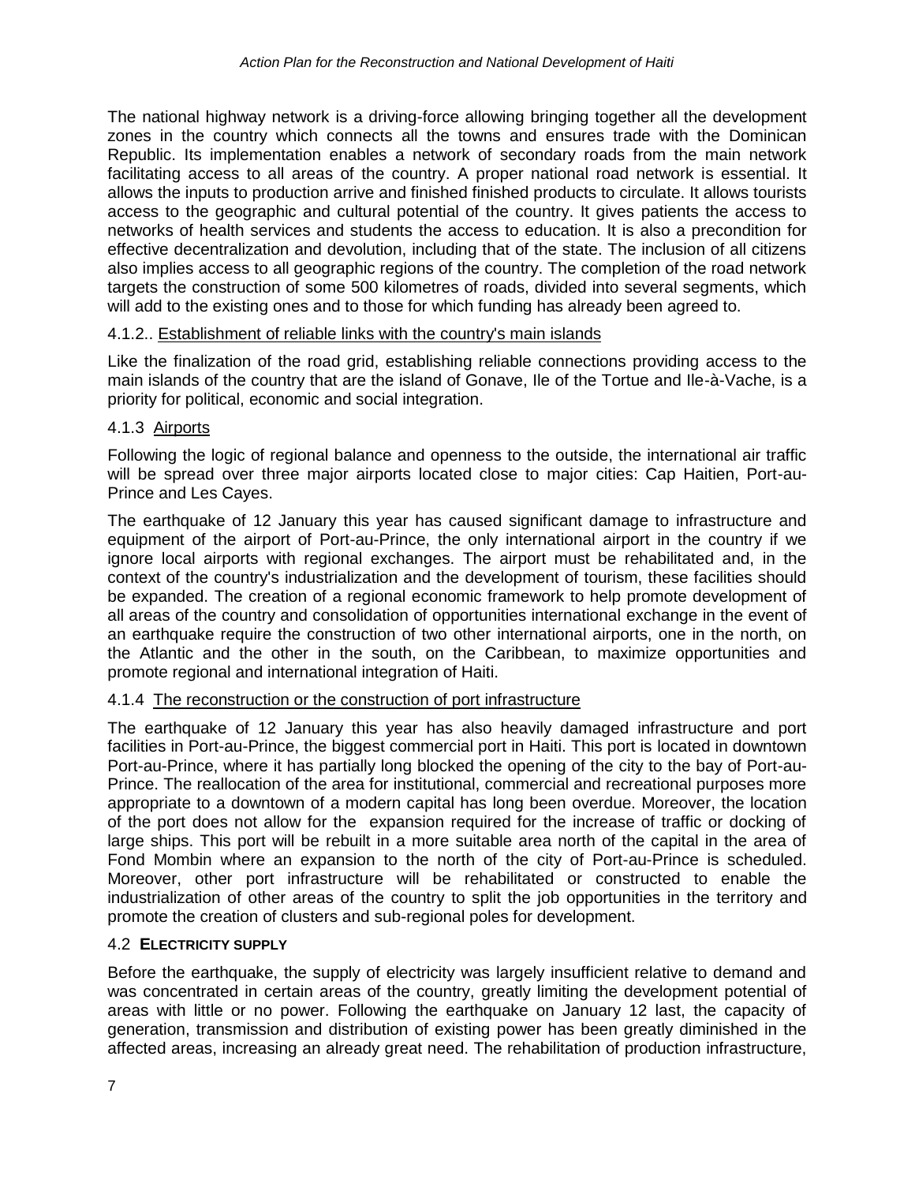The national highway network is a driving-force allowing bringing together all the development zones in the country which connects all the towns and ensures trade with the Dominican Republic. Its implementation enables a network of secondary roads from the main network facilitating access to all areas of the country. A proper national road network is essential. It allows the inputs to production arrive and finished finished products to circulate. It allows tourists access to the geographic and cultural potential of the country. It gives patients the access to networks of health services and students the access to education. It is also a precondition for effective decentralization and devolution, including that of the state. The inclusion of all citizens also implies access to all geographic regions of the country. The completion of the road network targets the construction of some 500 kilometres of roads, divided into several segments, which will add to the existing ones and to those for which funding has already been agreed to.

#### 4.1.2.. Establishment of reliable links with the country's main islands

Like the finalization of the road grid, establishing reliable connections providing access to the main islands of the country that are the island of Gonave, Ile of the Tortue and Ile-à-Vache, is a priority for political, economic and social integration.

#### 4.1.3 Airports

Following the logic of regional balance and openness to the outside, the international air traffic will be spread over three major airports located close to major cities: Cap Haitien, Port-au-Prince and Les Cayes.

The earthquake of 12 January this year has caused significant damage to infrastructure and equipment of the airport of Port-au-Prince, the only international airport in the country if we ignore local airports with regional exchanges. The airport must be rehabilitated and, in the context of the country's industrialization and the development of tourism, these facilities should be expanded. The creation of a regional economic framework to help promote development of all areas of the country and consolidation of opportunities international exchange in the event of an earthquake require the construction of two other international airports, one in the north, on the Atlantic and the other in the south, on the Caribbean, to maximize opportunities and promote regional and international integration of Haiti.

#### 4.1.4 The reconstruction or the construction of port infrastructure

The earthquake of 12 January this year has also heavily damaged infrastructure and port facilities in Port-au-Prince, the biggest commercial port in Haiti. This port is located in downtown Port-au-Prince, where it has partially long blocked the opening of the city to the bay of Port-au-Prince. The reallocation of the area for institutional, commercial and recreational purposes more appropriate to a downtown of a modern capital has long been overdue. Moreover, the location of the port does not allow for the expansion required for the increase of traffic or docking of large ships. This port will be rebuilt in a more suitable area north of the capital in the area of Fond Mombin where an expansion to the north of the city of Port-au-Prince is scheduled. Moreover, other port infrastructure will be rehabilitated or constructed to enable the industrialization of other areas of the country to split the job opportunities in the territory and promote the creation of clusters and sub-regional poles for development.

### 4.2 ELECTRICITY SUPPLY

Before the earthquake, the supply of electricity was largely insufficient relative to demand and was concentrated in certain areas of the country, greatly limiting the development potential of areas with little or no power. Following the earthquake on January 12 last, the capacity of generation, transmission and distribution of existing power has been greatly diminished in the affected areas, increasing an already great need. The rehabilitation of production infrastructure,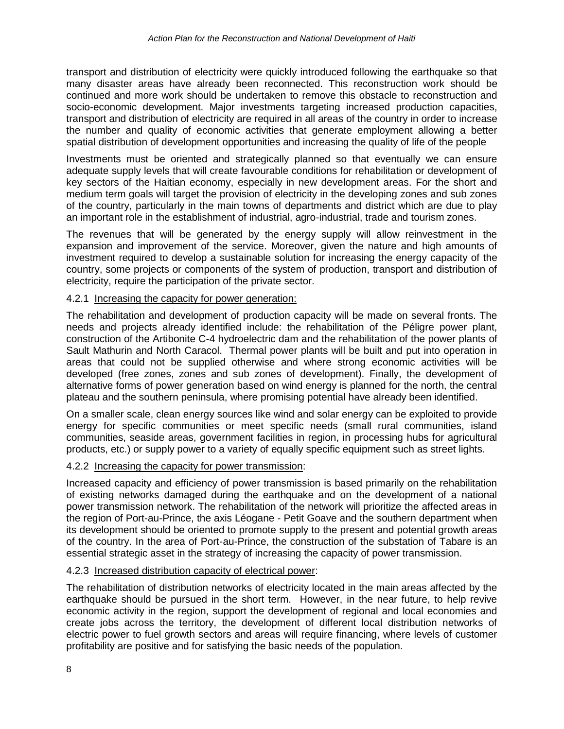transport and distribution of electricity were quickly introduced following the earthquake so that many disaster areas have already been reconnected. This reconstruction work should be continued and more work should be undertaken to remove this obstacle to reconstruction and socio-economic development. Major investments targeting increased production capacities, transport and distribution of electricity are required in all areas of the country in order to increase the number and quality of economic activities that generate employment allowing a better spatial distribution of development opportunities and increasing the quality of life of the people

Investments must be oriented and strategically planned so that eventually we can ensure adequate supply levels that will create favourable conditions for rehabilitation or development of key sectors of the Haitian economy, especially in new development areas. For the short and medium term goals will target the provision of electricity in the developing zones and sub zones of the country, particularly in the main towns of departments and district which are due to play an important role in the establishment of industrial, agro-industrial, trade and tourism zones.

The revenues that will be generated by the energy supply will allow reinvestment in the expansion and improvement of the service. Moreover, given the nature and high amounts of investment required to develop a sustainable solution for increasing the energy capacity of the country, some projects or components of the system of production, transport and distribution of electricity, require the participation of the private sector.

#### 4.2.1 Increasing the capacity for power generation:

The rehabilitation and development of production capacity will be made on several fronts. The needs and projects already identified include: the rehabilitation of the Péligre power plant, construction of the Artibonite C-4 hydroelectric dam and the rehabilitation of the power plants of Sault Mathurin and North Caracol. Thermal power plants will be built and put into operation in areas that could not be supplied otherwise and where strong economic activities will be developed (free zones, zones and sub zones of development). Finally, the development of alternative forms of power generation based on wind energy is planned for the north, the central plateau and the southern peninsula, where promising potential have already been identified.

On a smaller scale, clean energy sources like wind and solar energy can be exploited to provide energy for specific communities or meet specific needs (small rural communities, island communities, seaside areas, government facilities in region, in processing hubs for agricultural products, etc.) or supply power to a variety of equally specific equipment such as street lights.

#### 4.2.2 Increasing the capacity for power transmission:

Increased capacity and efficiency of power transmission is based primarily on the rehabilitation of existing networks damaged during the earthquake and on the development of a national power transmission network. The rehabilitation of the network will prioritize the affected areas in the region of Port-au-Prince, the axis Léogane - Petit Goave and the southern department when its development should be oriented to promote supply to the present and potential growth areas of the country. In the area of Port-au-Prince, the construction of the substation of Tabare is an essential strategic asset in the strategy of increasing the capacity of power transmission.

#### 4.2.3 Increased distribution capacity of electrical power:

The rehabilitation of distribution networks of electricity located in the main areas affected by the earthquake should be pursued in the short term. However, in the near future, to help revive economic activity in the region, support the development of regional and local economies and create jobs across the territory, the development of different local distribution networks of electric power to fuel growth sectors and areas will require financing, where levels of customer profitability are positive and for satisfying the basic needs of the population.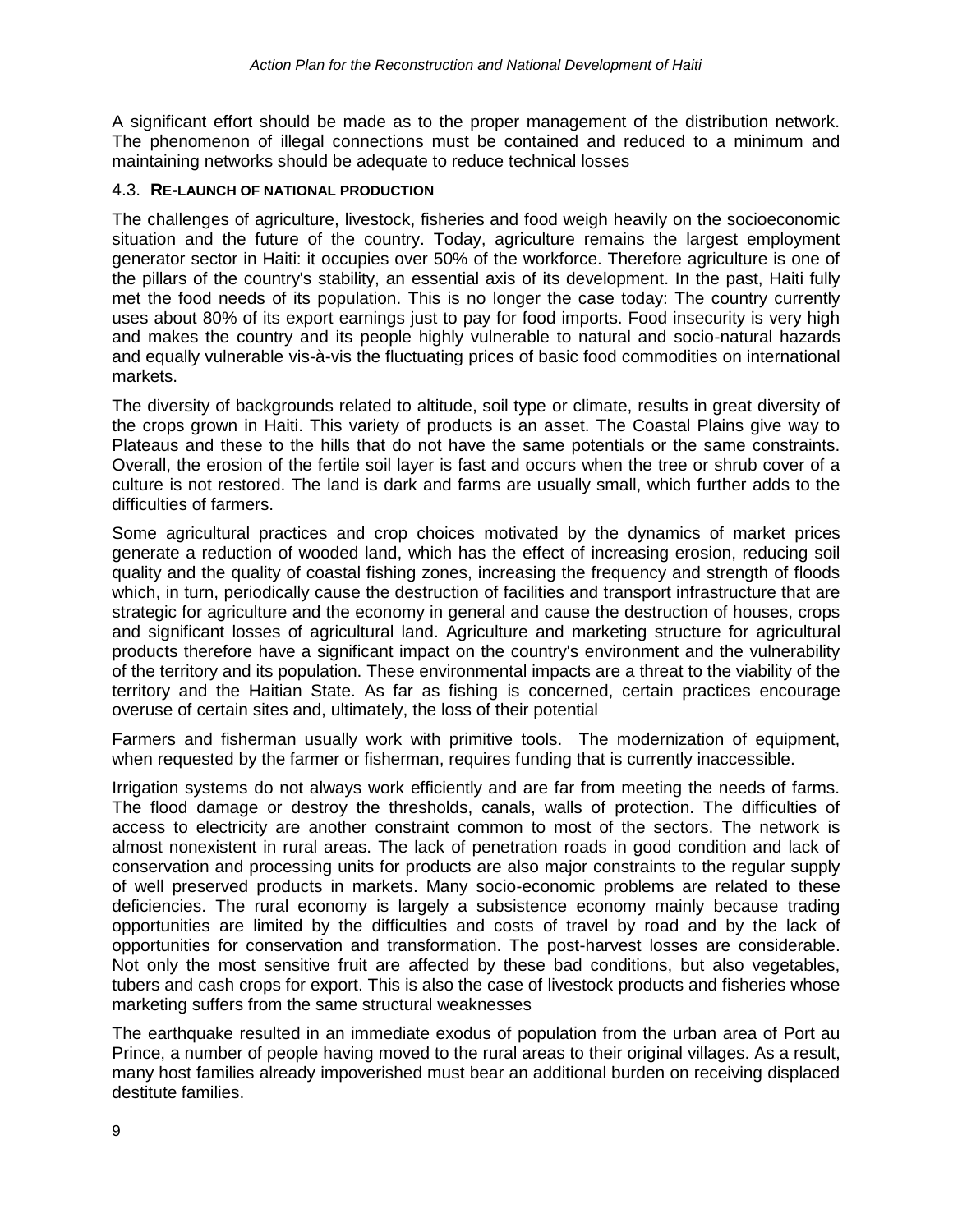A significant effort should be made as to the proper management of the distribution network. The phenomenon of illegal connections must be contained and reduced to a minimum and maintaining networks should be adequate to reduce technical losses

### 4.3. RE-LAUNCH OF NATIONAL PRODUCTION

The challenges of agriculture, livestock, fisheries and food weigh heavily on the socioeconomic situation and the future of the country. Today, agriculture remains the largest employment generator sector in Haiti: it occupies over 50% of the workforce. Therefore agriculture is one of the pillars of the country's stability, an essential axis of its development. In the past, Haiti fully met the food needs of its population. This is no longer the case today: The country currently uses about 80% of its export earnings just to pay for food imports. Food insecurity is very high and makes the country and its people highly vulnerable to natural and socio-natural hazards and equally vulnerable vis-à-vis the fluctuating prices of basic food commodities on international markets.

The diversity of backgrounds related to altitude, soil type or climate, results in great diversity of the crops grown in Haiti. This variety of products is an asset. The Coastal Plains give way to Plateaus and these to the hills that do not have the same potentials or the same constraints. Overall, the erosion of the fertile soil layer is fast and occurs when the tree or shrub cover of a culture is not restored. The land is dark and farms are usually small, which further adds to the difficulties of farmers.

Some agricultural practices and crop choices motivated by the dynamics of market prices generate a reduction of wooded land, which has the effect of increasing erosion, reducing soil quality and the quality of coastal fishing zones, increasing the frequency and strength of floods which, in turn, periodically cause the destruction of facilities and transport infrastructure that are strategic for agriculture and the economy in general and cause the destruction of houses, crops and significant losses of agricultural land. Agriculture and marketing structure for agricultural products therefore have a significant impact on the country's environment and the vulnerability of the territory and its population. These environmental impacts are a threat to the viability of the territory and the Haitian State. As far as fishing is concerned, certain practices encourage overuse of certain sites and, ultimately, the loss of their potential

Farmers and fisherman usually work with primitive tools. The modernization of equipment, when requested by the farmer or fisherman, requires funding that is currently inaccessible.

Irrigation systems do not always work efficiently and are far from meeting the needs of farms. The flood damage or destroy the thresholds, canals, walls of protection. The difficulties of access to electricity are another constraint common to most of the sectors. The network is almost nonexistent in rural areas. The lack of penetration roads in good condition and lack of conservation and processing units for products are also major constraints to the regular supply of well preserved products in markets. Many socio-economic problems are related to these deficiencies. The rural economy is largely a subsistence economy mainly because trading opportunities are limited by the difficulties and costs of travel by road and by the lack of opportunities for conservation and transformation. The post-harvest losses are considerable. Not only the most sensitive fruit are affected by these bad conditions, but also vegetables, tubers and cash crops for export. This is also the case of livestock products and fisheries whose marketing suffers from the same structural weaknesses

The earthquake resulted in an immediate exodus of population from the urban area of Port au Prince, a number of people having moved to the rural areas to their original villages. As a result, many host families already impoverished must bear an additional burden on receiving displaced destitute families.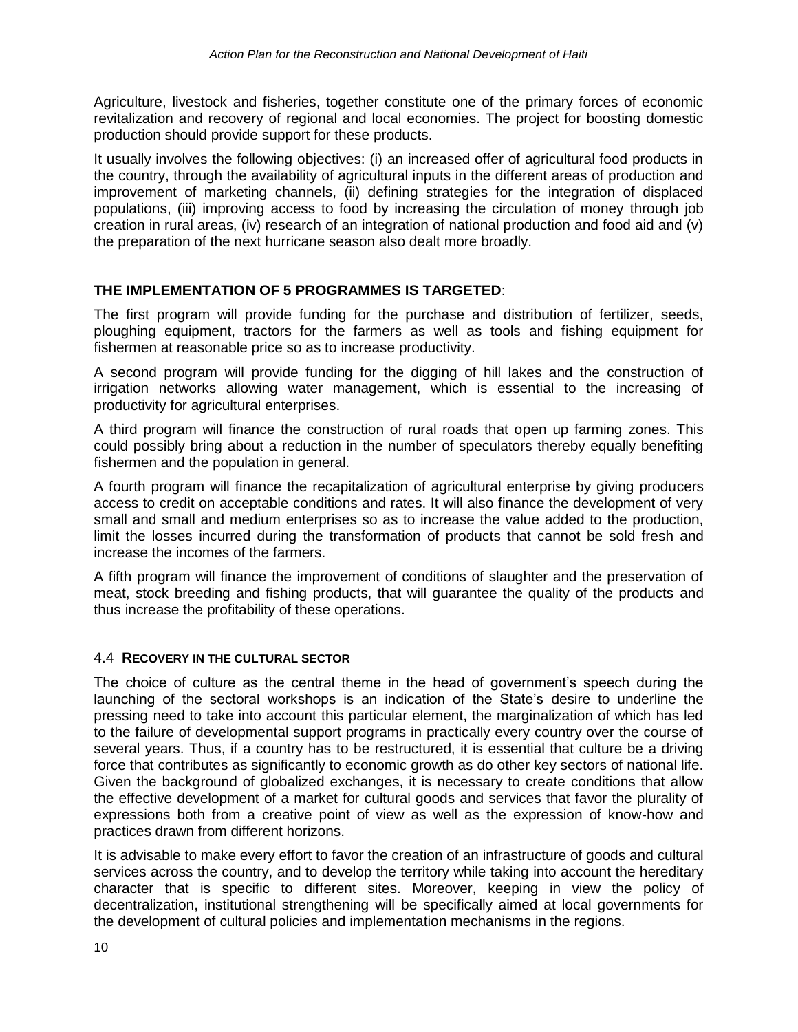Agriculture, livestock and fisheries, together constitute one of the primary forces of economic revitalization and recovery of regional and local economies. The project for boosting domestic production should provide support for these products.

It usually involves the following objectives: (i) an increased offer of agricultural food products in the country, through the availability of agricultural inputs in the different areas of production and improvement of marketing channels, (ii) defining strategies for the integration of displaced populations, (iii) improving access to food by increasing the circulation of money through job creation in rural areas, (iv) research of an integration of national production and food aid and (v) the preparation of the next hurricane season also dealt more broadly.

**THE IMPLEMENTATION OF 5 PROGRAMMES IS TARGETED**:

The first program will provide funding for the purchase and distribution of fertilizer, seeds, ploughing equipment, tractors for the farmers as well as tools and fishing equipment for fishermen at reasonable price so as to increase productivity.

A second program will provide funding for the digging of hill lakes and the construction of irrigation networks allowing water management, which is essential to the increasing of productivity for agricultural enterprises.

A third program will finance the construction of rural roads that open up farming zones. This could possibly bring about a reduction in the number of speculators thereby equally benefiting fishermen and the population in general.

A fourth program will finance the recapitalization of agricultural enterprise by giving producers access to credit on acceptable conditions and rates. It will also finance the development of very small and small and medium enterprises so as to increase the value added to the production, limit the losses incurred during the transformation of products that cannot be sold fresh and increase the incomes of the farmers.

A fifth program will finance the improvement of conditions of slaughter and the preservation of meat, stock breeding and fishing products, that will guarantee the quality of the products and thus increase the profitability of these operations.

### 4.4 RECOVERY IN THE CULTURAL SECTOR

The choice of culture as the central theme in the head of government's speech during the launching of the sectoral workshops is an indication of the State's desire to underline the pressing need to take into account this particular element, the marginalization of which has led to the failure of developmental support programs in practically every country over the course of several years. Thus, if a country has to be restructured, it is essential that culture be a driving force that contributes as significantly to economic growth as do other key sectors of national life. Given the background of globalized exchanges, it is necessary to create conditions that allow the effective development of a market for cultural goods and services that favor the plurality of expressions both from a creative point of view as well as the expression of know-how and practices drawn from different horizons.

It is advisable to make every effort to favor the creation of an infrastructure of goods and cultural services across the country, and to develop the territory while taking into account the hereditary character that is specific to different sites. Moreover, keeping in view the policy of decentralization, institutional strengthening will be specifically aimed at local governments for the development of cultural policies and implementation mechanisms in the regions.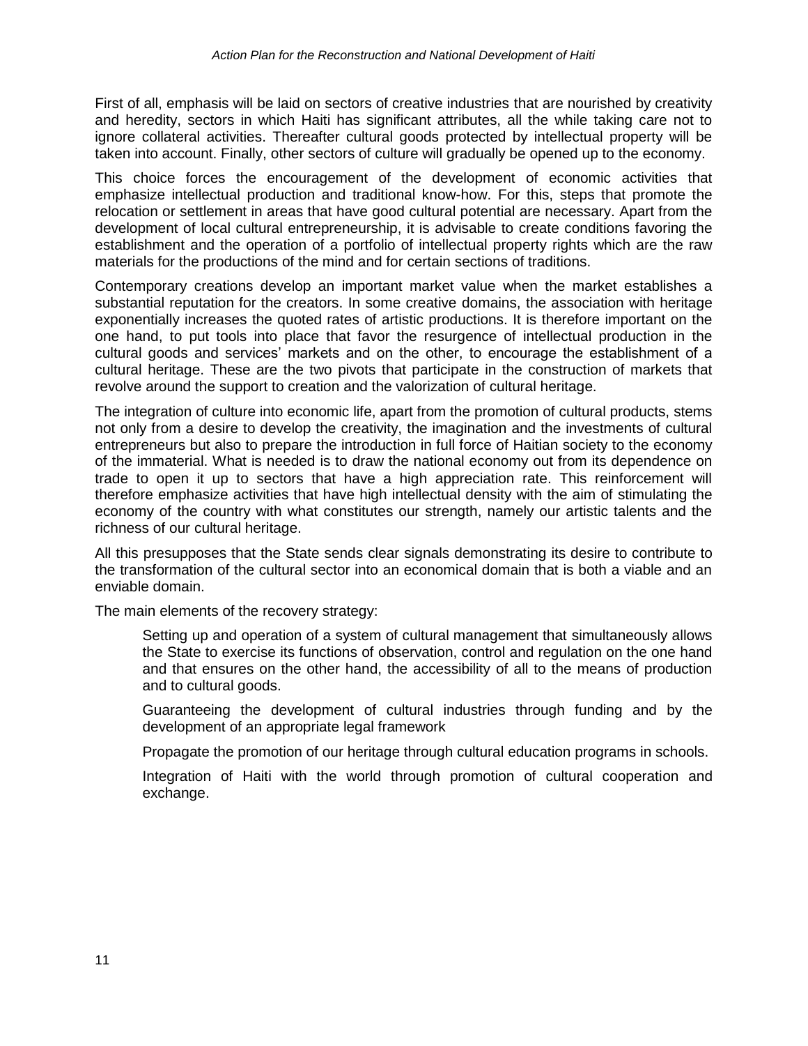First of all, emphasis will be laid on sectors of creative industries that are nourished by creativity and heredity, sectors in which Haiti has significant attributes, all the while taking care not to ignore collateral activities. Thereafter cultural goods protected by intellectual property will be taken into account. Finally, other sectors of culture will gradually be opened up to the economy.

This choice forces the encouragement of the development of economic activities that emphasize intellectual production and traditional know-how. For this, steps that promote the relocation or settlement in areas that have good cultural potential are necessary. Apart from the development of local cultural entrepreneurship, it is advisable to create conditions favoring the establishment and the operation of a portfolio of intellectual property rights which are the raw materials for the productions of the mind and for certain sections of traditions.

Contemporary creations develop an important market value when the market establishes a substantial reputation for the creators. In some creative domains, the association with heritage exponentially increases the quoted rates of artistic productions. It is therefore important on the one hand, to put tools into place that favor the resurgence of intellectual production in the cultural goods and services' markets and on the other, to encourage the establishment of a cultural heritage. These are the two pivots that participate in the construction of markets that revolve around the support to creation and the valorization of cultural heritage.

The integration of culture into economic life, apart from the promotion of cultural products, stems not only from a desire to develop the creativity, the imagination and the investments of cultural entrepreneurs but also to prepare the introduction in full force of Haitian society to the economy of the immaterial. What is needed is to draw the national economy out from its dependence on trade to open it up to sectors that have a high appreciation rate. This reinforcement will therefore emphasize activities that have high intellectual density with the aim of stimulating the economy of the country with what constitutes our strength, namely our artistic talents and the richness of our cultural heritage.

All this presupposes that the State sends clear signals demonstrating its desire to contribute to the transformation of the cultural sector into an economical domain that is both a viable and an enviable domain.

The main elements of the recovery strategy:

- Setting up and operation of a system of cultural management that simultaneously allows the State to exercise its functions of observation, control and regulation on the one hand and that ensures on the other hand, the accessibility of all to the means of production and to cultural goods.
- Guaranteeing the development of cultural industries through funding and by the development of an appropriate legal framework
- Propagate the promotion of our heritage through cultural education programs in schools.
- Integration of Haiti with the world through promotion of cultural cooperation and exchange.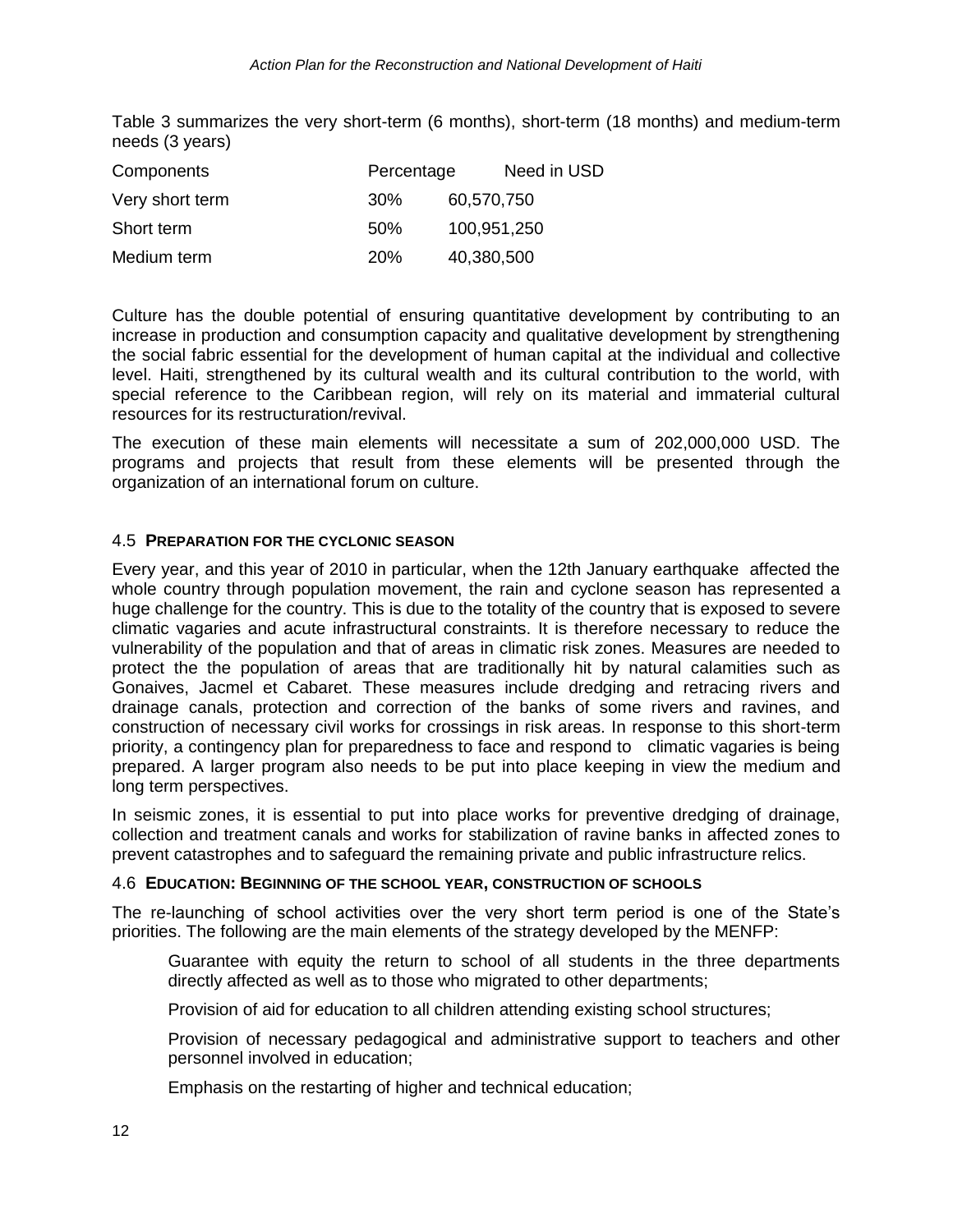Table 3 summarizes the very short-term (6 months), short-term (18 months) and medium-term needs (3 years)

| Components | Percentage | Need in USD |
|---|---|---|
| Very short term | 30% | 60,570,750 |
| Short term | 50% | 100,951,250 |
| Medium term | 20% | 40,380,500 |

Culture has the double potential of ensuring quantitative development by contributing to an increase in production and consumption capacity and qualitative development by strengthening the social fabric essential for the development of human capital at the individual and collective level. Haiti, strengthened by its cultural wealth and its cultural contribution to the world, with special reference to the Caribbean region, will rely on its material and immaterial cultural resources for its restructuration/revival.

The execution of these main elements will necessitate a sum of 202,000,000 USD. The programs and projects that result from these elements will be presented through the organization of an international forum on culture.

### 4.5 PREPARATION FOR THE CYCLONIC SEASON

Every year, and this year of 2010 in particular, when the 12th January earthquake affected the whole country through population movement, the rain and cyclone season has represented a huge challenge for the country. This is due to the totality of the country that is exposed to severe climatic vagaries and acute infrastructural constraints. It is therefore necessary to reduce the vulnerability of the population and that of areas in climatic risk zones. Measures are needed to protect the the population of areas that are traditionally hit by natural calamities such as Gonaives, Jacmel et Cabaret. These measures include dredging and retracing rivers and drainage canals, protection and correction of the banks of some rivers and ravines, and construction of necessary civil works for crossings in risk areas. In response to this short-term priority, a contingency plan for preparedness to face and respond to climatic vagaries is being prepared. A larger program also needs to be put into place keeping in view the medium and long term perspectives.

In seismic zones, it is essential to put into place works for preventive dredging of drainage, collection and treatment canals and works for stabilization of ravine banks in affected zones to prevent catastrophes and to safeguard the remaining private and public infrastructure relics.

### 4.6 EDUCATION: BEGINNING OF THE SCHOOL YEAR, CONSTRUCTION OF SCHOOLS

The re-launching of school activities over the very short term period is one of the State's priorities. The following are the main elements of the strategy developed by the MENFP:

- Guarantee with equity the return to school of all students in the three departments directly affected as well as to those who migrated to other departments;
- Provision of aid for education to all children attending existing school structures;
- Provision of necessary pedagogical and administrative support to teachers and other personnel involved in education;
- Emphasis on the restarting of higher and technical education;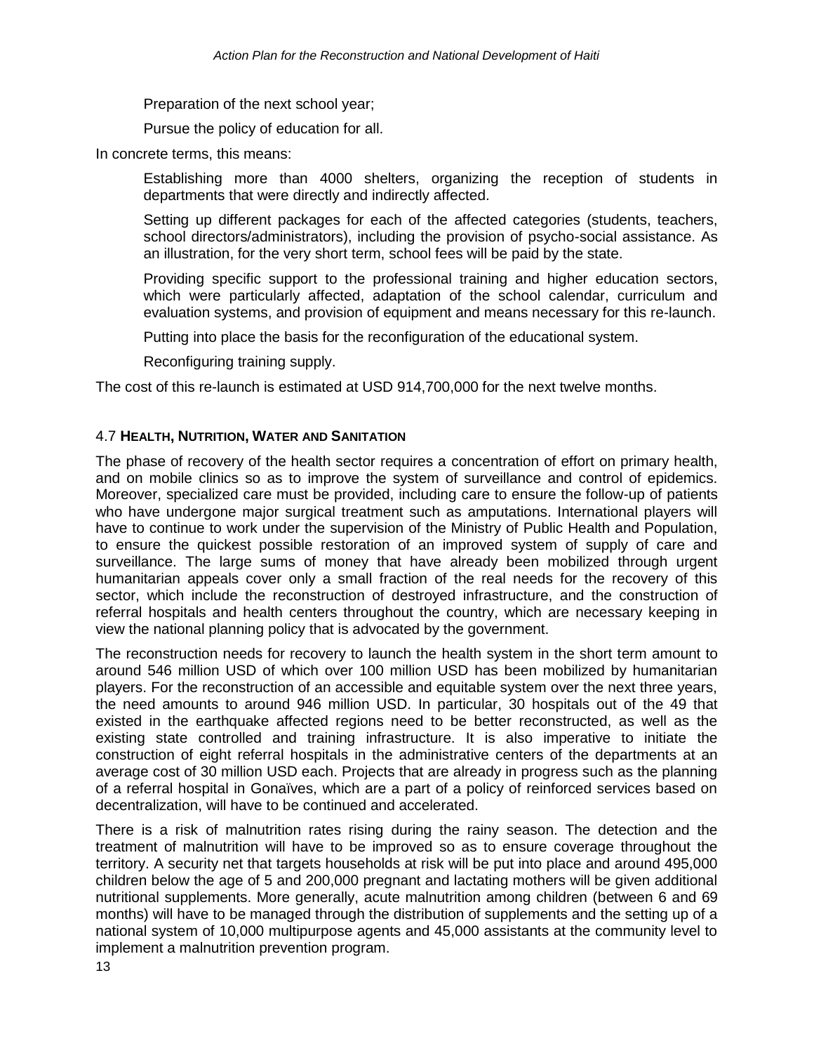- Preparation of the next school year;
- Pursue the policy of education for all.

In concrete terms, this means:

- Establishing more than 4000 shelters, organizing the reception of students in departments that were directly and indirectly affected.
- Setting up different packages for each of the affected categories (students, teachers, school directors/administrators), including the provision of psycho-social assistance. As an illustration, for the very short term, school fees will be paid by the state.
- Providing specific support to the professional training and higher education sectors, which were particularly affected, adaptation of the school calendar, curriculum and evaluation systems, and provision of equipment and means necessary for this re-launch.
- Putting into place the basis for the reconfiguration of the educational system.
- Reconfiguring training supply.

The cost of this re-launch is estimated at USD 914,700,000 for the next twelve months.

### 4.7 HEALTH, NUTRITION, WATER AND SANITATION

The phase of recovery of the health sector requires a concentration of effort on primary health, and on mobile clinics so as to improve the system of surveillance and control of epidemics. Moreover, specialized care must be provided, including care to ensure the follow-up of patients who have undergone major surgical treatment such as amputations. International players will have to continue to work under the supervision of the Ministry of Public Health and Population, to ensure the quickest possible restoration of an improved system of supply of care and surveillance. The large sums of money that have already been mobilized through urgent humanitarian appeals cover only a small fraction of the real needs for the recovery of this sector, which include the reconstruction of destroyed infrastructure, and the construction of referral hospitals and health centers throughout the country, which are necessary keeping in view the national planning policy that is advocated by the government.

The reconstruction needs for recovery to launch the health system in the short term amount to around 546 million USD of which over 100 million USD has been mobilized by humanitarian players. For the reconstruction of an accessible and equitable system over the next three years, the need amounts to around 946 million USD. In particular, 30 hospitals out of the 49 that existed in the earthquake affected regions need to be better reconstructed, as well as the existing state controlled and training infrastructure. It is also imperative to initiate the construction of eight referral hospitals in the administrative centers of the departments at an average cost of 30 million USD each. Projects that are already in progress such as the planning of a referral hospital in Gonaïves, which are a part of a policy of reinforced services based on decentralization, will have to be continued and accelerated.

There is a risk of malnutrition rates rising during the rainy season. The detection and the treatment of malnutrition will have to be improved so as to ensure coverage throughout the territory. A security net that targets households at risk will be put into place and around 495,000 children below the age of 5 and 200,000 pregnant and lactating mothers will be given additional nutritional supplements. More generally, acute malnutrition among children (between 6 and 69 months) will have to be managed through the distribution of supplements and the setting up of a national system of 10,000 multipurpose agents and 45,000 assistants at the community level to implement a malnutrition prevention program.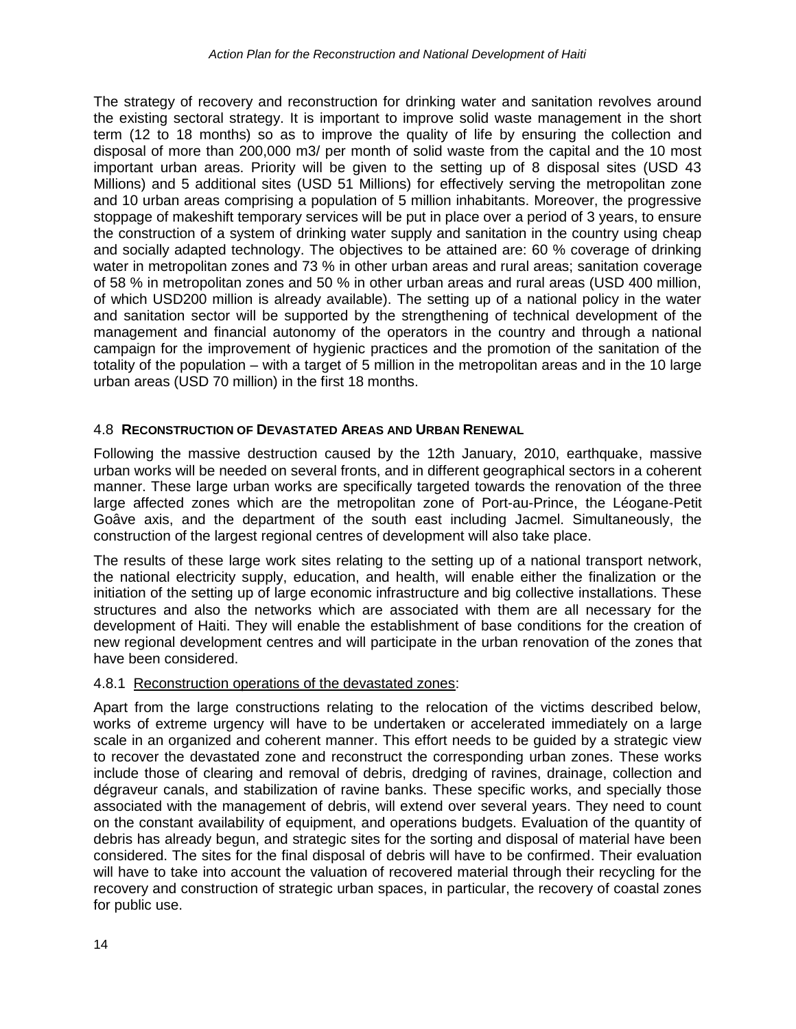The strategy of recovery and reconstruction for drinking water and sanitation revolves around the existing sectoral strategy. It is important to improve solid waste management in the short term (12 to 18 months) so as to improve the quality of life by ensuring the collection and disposal of more than 200,000 m3/ per month of solid waste from the capital and the 10 most important urban areas. Priority will be given to the setting up of 8 disposal sites (USD 43 Millions) and 5 additional sites (USD 51 Millions) for effectively serving the metropolitan zone and 10 urban areas comprising a population of 5 million inhabitants. Moreover, the progressive stoppage of makeshift temporary services will be put in place over a period of 3 years, to ensure the construction of a system of drinking water supply and sanitation in the country using cheap and socially adapted technology. The objectives to be attained are: 60 % coverage of drinking water in metropolitan zones and 73 % in other urban areas and rural areas; sanitation coverage of 58 % in metropolitan zones and 50 % in other urban areas and rural areas (USD 400 million, of which USD200 million is already available). The setting up of a national policy in the water and sanitation sector will be supported by the strengthening of technical development of the management and financial autonomy of the operators in the country and through a national campaign for the improvement of hygienic practices and the promotion of the sanitation of the totality of the population – with a target of 5 million in the metropolitan areas and in the 10 large urban areas (USD 70 million) in the first 18 months.

## 4.8 RECONSTRUCTION OF DEVASTATED AREAS AND URBAN RENEWAL

Following the massive destruction caused by the 12th January, 2010, earthquake, massive urban works will be needed on several fronts, and in different geographical sectors in a coherent manner. These large urban works are specifically targeted towards the renovation of the three large affected zones which are the metropolitan zone of Port-au-Prince, the Léogane-Petit Goâve axis, and the department of the south east including Jacmel. Simultaneously, the construction of the largest regional centres of development will also take place.

The results of these large work sites relating to the setting up of a national transport network, the national electricity supply, education, and health, will enable either the finalization or the initiation of the setting up of large economic infrastructure and big collective installations. These structures and also the networks which are associated with them are all necessary for the development of Haiti. They will enable the establishment of base conditions for the creation of new regional development centres and will participate in the urban renovation of the zones that have been considered.

### 4.8.1 Reconstruction operations of the devastated zones:

Apart from the large constructions relating to the relocation of the victims described below, works of extreme urgency will have to be undertaken or accelerated immediately on a large scale in an organized and coherent manner. This effort needs to be guided by a strategic view to recover the devastated zone and reconstruct the corresponding urban zones. These works include those of clearing and removal of debris, dredging of ravines, drainage, collection and dégraveur canals, and stabilization of ravine banks. These specific works, and specially those associated with the management of debris, will extend over several years. They need to count on the constant availability of equipment, and operations budgets. Evaluation of the quantity of debris has already begun, and strategic sites for the sorting and disposal of material have been considered. The sites for the final disposal of debris will have to be confirmed. Their evaluation will have to take into account the valuation of recovered material through their recycling for the recovery and construction of strategic urban spaces, in particular, the recovery of coastal zones for public use.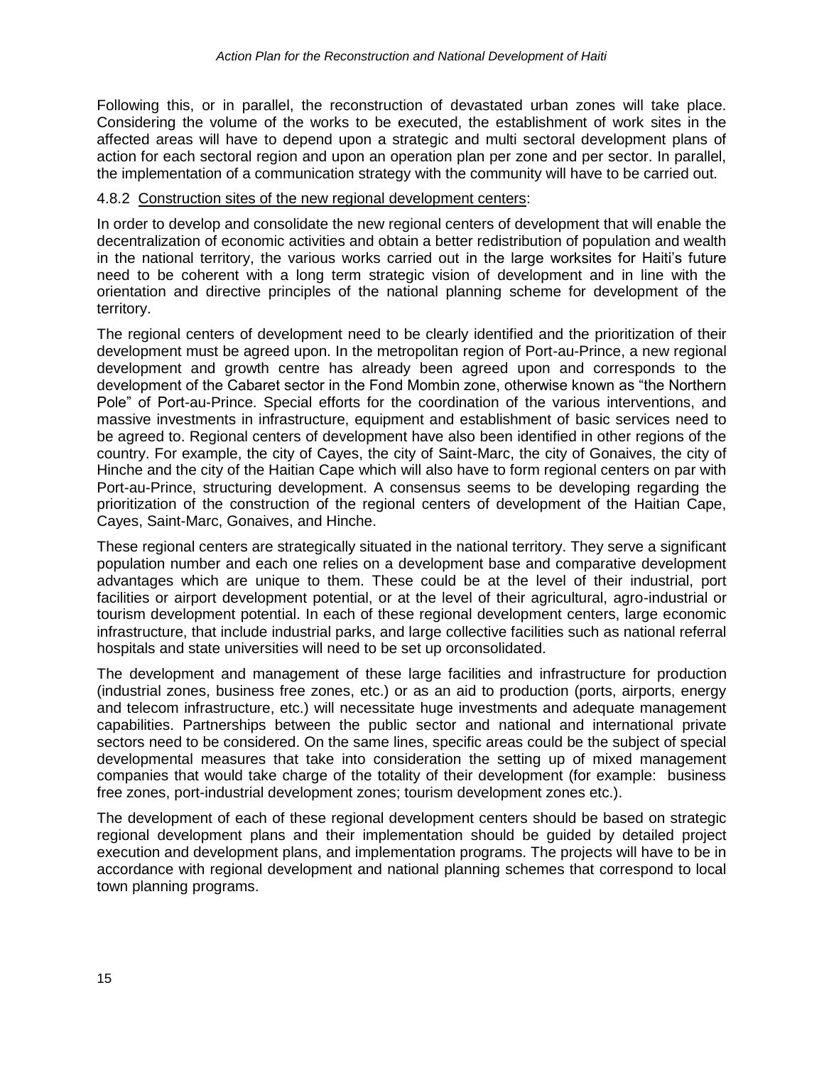Following this, or in parallel, the reconstruction of devastated urban zones will take place. Considering the volume of the works to be executed, the establishment of work sites in the affected areas will have to depend upon a strategic and multi sectoral development plans of action for each sectoral region and upon an operation plan per zone and per sector. In parallel, the implementation of a communication strategy with the community will have to be carried out.

#### 4.8.2 Construction sites of the new regional development centers:

In order to develop and consolidate the new regional centers of development that will enable the decentralization of economic activities and obtain a better redistribution of population and wealth in the national territory, the various works carried out in the large worksites for Haiti's future need to be coherent with a long term strategic vision of development and in line with the orientation and directive principles of the national planning scheme for development of the territory.

The regional centers of development need to be clearly identified and the prioritization of their development must be agreed upon. In the metropolitan region of Port-au-Prince, a new regional development and growth centre has already been agreed upon and corresponds to the development of the Cabaret sector in the Fond Mombin zone, otherwise known as "the Northern Pole" of Port-au-Prince. Special efforts for the coordination of the various interventions, and massive investments in infrastructure, equipment and establishment of basic services need to be agreed to. Regional centers of development have also been identified in other regions of the country. For example, the city of Cayes, the city of Saint-Marc, the city of Gonaives, the city of Hinche and the city of the Haitian Cape which will also have to form regional centers on par with Port-au-Prince, structuring development. A consensus seems to be developing regarding the prioritization of the construction of the regional centers of development of the Haitian Cape, Cayes, Saint-Marc, Gonaives, and Hinche.

These regional centers are strategically situated in the national territory. They serve a significant population number and each one relies on a development base and comparative development advantages which are unique to them. These could be at the level of their industrial, port facilities or airport development potential, or at the level of their agricultural, agro-industrial or tourism development potential. In each of these regional development centers, large economic infrastructure, that include industrial parks, and large collective facilities such as national referral hospitals and state universities will need to be set up orconsolidated.

The development and management of these large facilities and infrastructure for production (industrial zones, business free zones, etc.) or as an aid to production (ports, airports, energy and telecom infrastructure, etc.) will necessitate huge investments and adequate management capabilities. Partnerships between the public sector and national and international private sectors need to be considered. On the same lines, specific areas could be the subject of special developmental measures that take into consideration the setting up of mixed management companies that would take charge of the totality of their development (for example: business free zones, port-industrial development zones; tourism development zones etc.).

The development of each of these regional development centers should be based on strategic regional development plans and their implementation should be guided by detailed project execution and development plans, and implementation programs. The projects will have to be in accordance with regional development and national planning schemes that correspond to local town planning programs.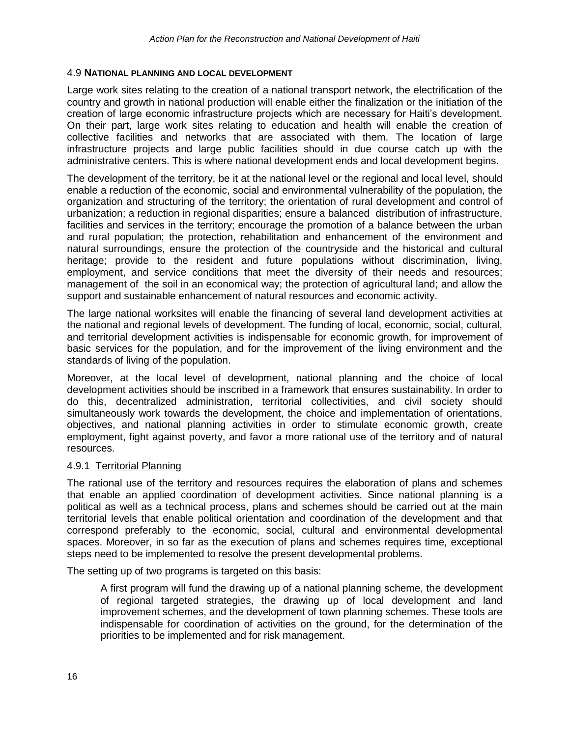## 4.9 NATIONAL PLANNING AND LOCAL DEVELOPMENT

Large work sites relating to the creation of a national transport network, the electrification of the country and growth in national production will enable either the finalization or the initiation of the creation of large economic infrastructure projects which are necessary for Haiti's development. On their part, large work sites relating to education and health will enable the creation of collective facilities and networks that are associated with them. The location of large infrastructure projects and large public facilities should in due course catch up with the administrative centers. This is where national development ends and local development begins.

The development of the territory, be it at the national level or the regional and local level, should enable a reduction of the economic, social and environmental vulnerability of the population, the organization and structuring of the territory; the orientation of rural development and control of urbanization; a reduction in regional disparities; ensure a balanced distribution of infrastructure, facilities and services in the territory; encourage the promotion of a balance between the urban and rural population; the protection, rehabilitation and enhancement of the environment and natural surroundings, ensure the protection of the countryside and the historical and cultural heritage; provide to the resident and future populations without discrimination, living, employment, and service conditions that meet the diversity of their needs and resources; management of the soil in an economical way; the protection of agricultural land; and allow the support and sustainable enhancement of natural resources and economic activity.

The large national worksites will enable the financing of several land development activities at the national and regional levels of development. The funding of local, economic, social, cultural, and territorial development activities is indispensable for economic growth, for improvement of basic services for the population, and for the improvement of the living environment and the standards of living of the population.

Moreover, at the local level of development, national planning and the choice of local development activities should be inscribed in a framework that ensures sustainability. In order to do this, decentralized administration, territorial collectivities, and civil society should simultaneously work towards the development, the choice and implementation of orientations, objectives, and national planning activities in order to stimulate economic growth, create employment, fight against poverty, and favor a more rational use of the territory and of natural resources.

### 4.9.1 Territorial Planning

The rational use of the territory and resources requires the elaboration of plans and schemes that enable an applied coordination of development activities. Since national planning is a political as well as a technical process, plans and schemes should be carried out at the main territorial levels that enable political orientation and coordination of the development and that correspond preferably to the economic, social, cultural and environmental developmental spaces. Moreover, in so far as the execution of plans and schemes requires time, exceptional steps need to be implemented to resolve the present developmental problems.

The setting up of two programs is targeted on this basis:

> A first program will fund the drawing up of a national planning scheme, the development of regional targeted strategies, the drawing up of local development and land improvement schemes, and the development of town planning schemes. These tools are indispensable for coordination of activities on the ground, for the determination of the priorities to be implemented and for risk management.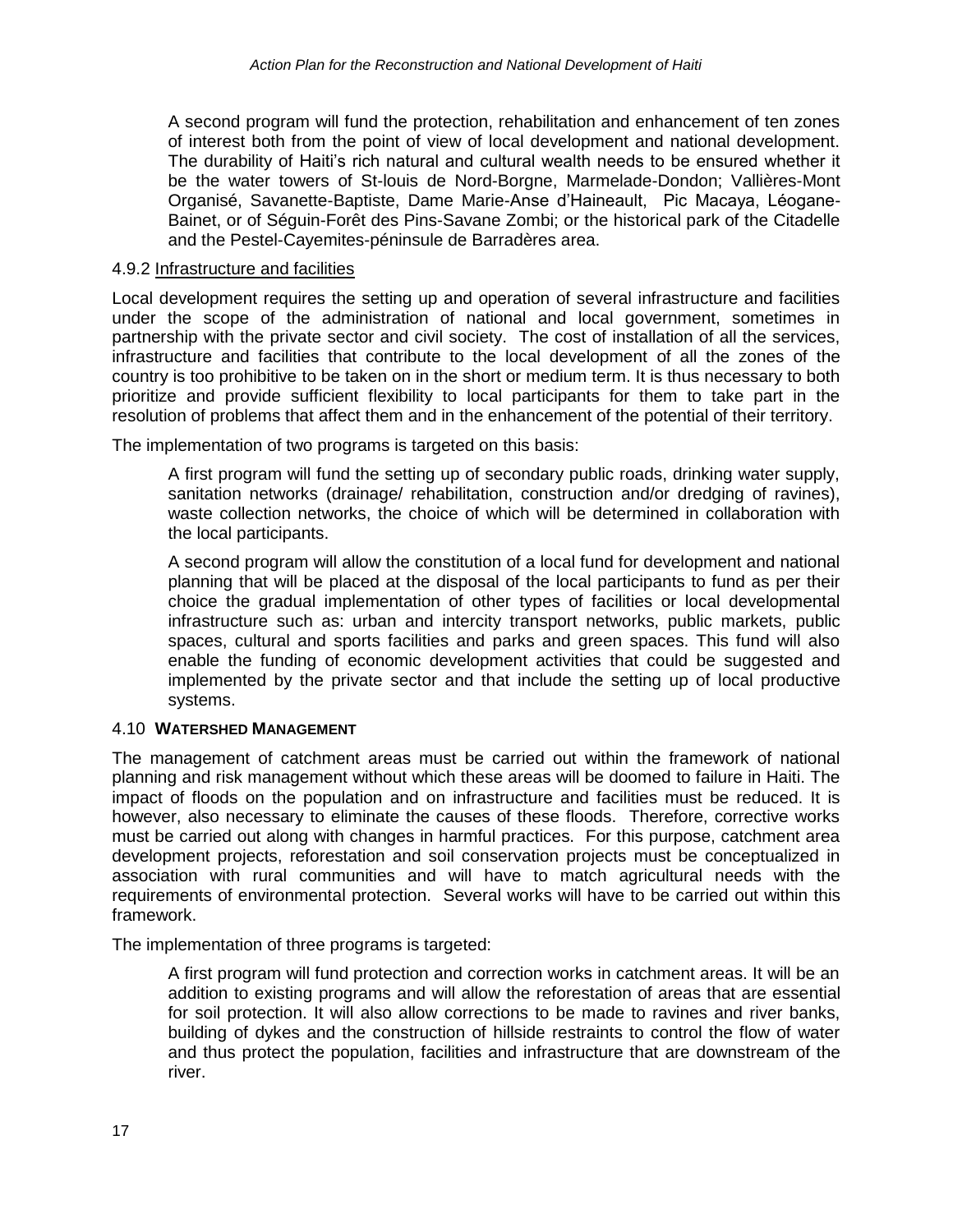A second program will fund the protection, rehabilitation and enhancement of ten zones of interest both from the point of view of local development and national development. The durability of Haiti's rich natural and cultural wealth needs to be ensured whether it be the water towers of St-louis de Nord-Borgne, Marmelade-Dondon; Vallières-Mont Organisé, Savanette-Baptiste, Dame Marie-Anse d'Haineault, Pic Macaya, Léogane-Bainet, or of Séguin-Forêt des Pins-Savane Zombi; or the historical park of the Citadelle and the Pestel-Cayemites-péninsule de Barradères area.

### 4.9.2 Infrastructure and facilities

Local development requires the setting up and operation of several infrastructure and facilities under the scope of the administration of national and local government, sometimes in partnership with the private sector and civil society. The cost of installation of all the services, infrastructure and facilities that contribute to the local development of all the zones of the country is too prohibitive to be taken on in the short or medium term. It is thus necessary to both prioritize and provide sufficient flexibility to local participants for them to take part in the resolution of problems that affect them and in the enhancement of the potential of their territory.

The implementation of two programs is targeted on this basis:

A first program will fund the setting up of secondary public roads, drinking water supply, sanitation networks (drainage/ rehabilitation, construction and/or dredging of ravines), waste collection networks, the choice of which will be determined in collaboration with the local participants.

A second program will allow the constitution of a local fund for development and national planning that will be placed at the disposal of the local participants to fund as per their choice the gradual implementation of other types of facilities or local developmental infrastructure such as: urban and intercity transport networks, public markets, public spaces, cultural and sports facilities and parks and green spaces. This fund will also enable the funding of economic development activities that could be suggested and implemented by the private sector and that include the setting up of local productive systems.

## 4.10 WATERSHED MANAGEMENT

The management of catchment areas must be carried out within the framework of national planning and risk management without which these areas will be doomed to failure in Haiti. The impact of floods on the population and on infrastructure and facilities must be reduced. It is however, also necessary to eliminate the causes of these floods. Therefore, corrective works must be carried out along with changes in harmful practices. For this purpose, catchment area development projects, reforestation and soil conservation projects must be conceptualized in association with rural communities and will have to match agricultural needs with the requirements of environmental protection. Several works will have to be carried out within this framework.

The implementation of three programs is targeted:

A first program will fund protection and correction works in catchment areas. It will be an addition to existing programs and will allow the reforestation of areas that are essential for soil protection. It will also allow corrections to be made to ravines and river banks, building of dykes and the construction of hillside restraints to control the flow of water and thus protect the population, facilities and infrastructure that are downstream of the river.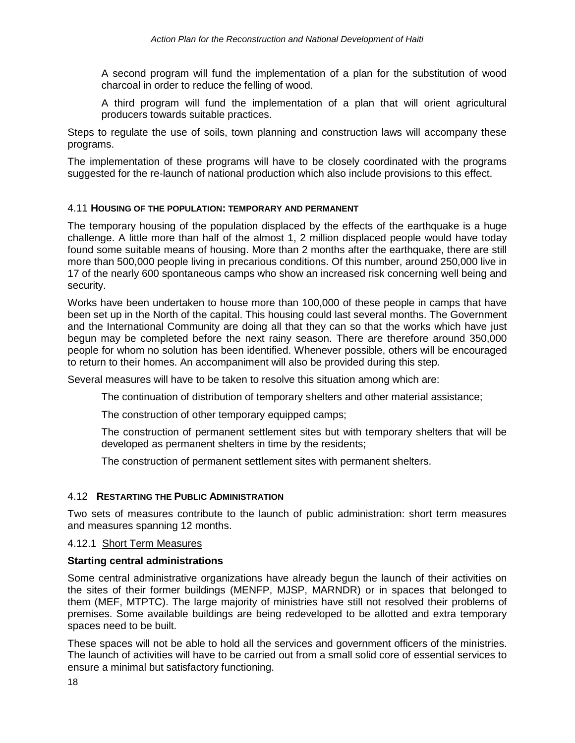A second program will fund the implementation of a plan for the substitution of wood charcoal in order to reduce the felling of wood.

A third program will fund the implementation of a plan that will orient agricultural producers towards suitable practices.

Steps to regulate the use of soils, town planning and construction laws will accompany these programs.

The implementation of these programs will have to be closely coordinated with the programs suggested for the re-launch of national production which also include provisions to this effect.

### 4.11 HOUSING OF THE POPULATION: TEMPORARY AND PERMANENT

The temporary housing of the population displaced by the effects of the earthquake is a huge challenge. A little more than half of the almost 1, 2 million displaced people would have today found some suitable means of housing. More than 2 months after the earthquake, there are still more than 500,000 people living in precarious conditions. Of this number, around 250,000 live in 17 of the nearly 600 spontaneous camps who show an increased risk concerning well being and security.

Works have been undertaken to house more than 100,000 of these people in camps that have been set up in the North of the capital. This housing could last several months. The Government and the International Community are doing all that they can so that the works which have just begun may be completed before the next rainy season. There are therefore around 350,000 people for whom no solution has been identified. Whenever possible, others will be encouraged to return to their homes. An accompaniment will also be provided during this step.

Several measures will have to be taken to resolve this situation among which are:

- The continuation of distribution of temporary shelters and other material assistance;
- The construction of other temporary equipped camps;
- The construction of permanent settlement sites but with temporary shelters that will be developed as permanent shelters in time by the residents;
- The construction of permanent settlement sites with permanent shelters.

### 4.12 RESTARTING THE PUBLIC ADMINISTRATION

Two sets of measures contribute to the launch of public administration: short term measures and measures spanning 12 months.

#### 4.12.1 Short Term Measures

**Starting central administrations**

Some central administrative organizations have already begun the launch of their activities on the sites of their former buildings (MENFP, MJSP, MARNDR) or in spaces that belonged to them (MEF, MTPTC). The large majority of ministries have still not resolved their problems of premises. Some available buildings are being redeveloped to be allotted and extra temporary spaces need to be built.

These spaces will not be able to hold all the services and government officers of the ministries. The launch of activities will have to be carried out from a small solid core of essential services to ensure a minimal but satisfactory functioning.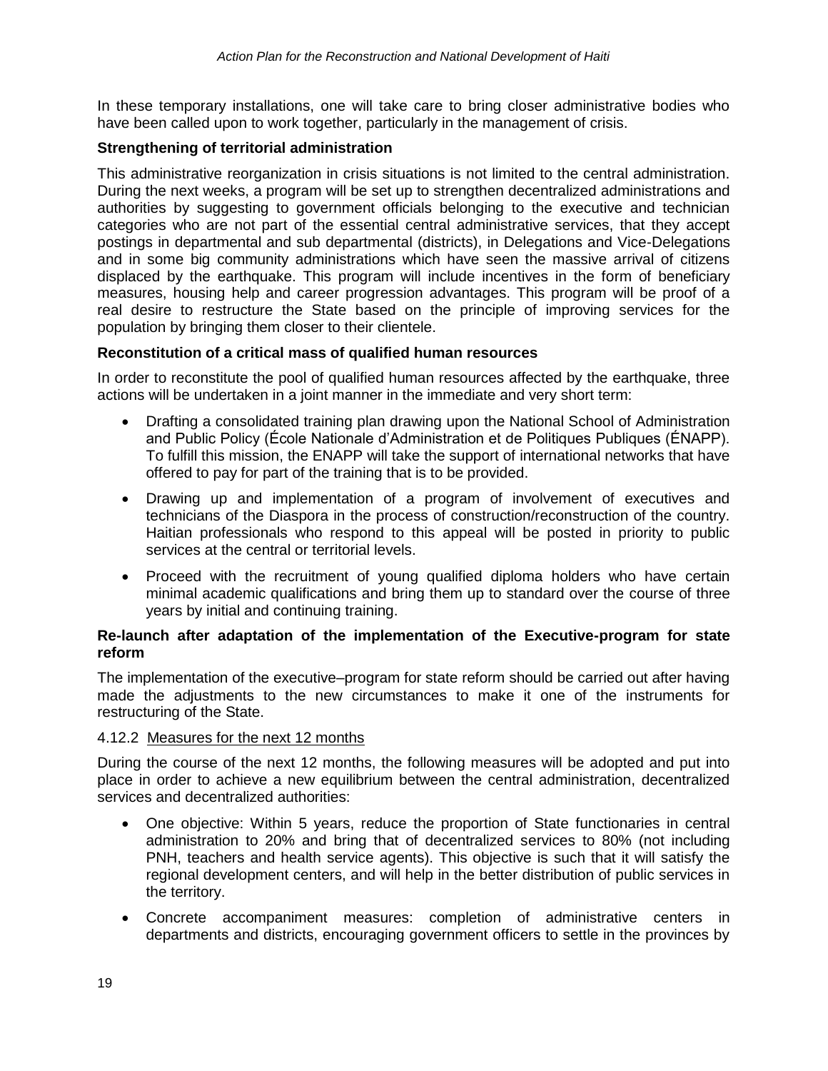In these temporary installations, one will take care to bring closer administrative bodies who have been called upon to work together, particularly in the management of crisis.

**Strengthening of territorial administration**

This administrative reorganization in crisis situations is not limited to the central administration. During the next weeks, a program will be set up to strengthen decentralized administrations and authorities by suggesting to government officials belonging to the executive and technician categories who are not part of the essential central administrative services, that they accept postings in departmental and sub departmental (districts), in Delegations and Vice-Delegations and in some big community administrations which have seen the massive arrival of citizens displaced by the earthquake. This program will include incentives in the form of beneficiary measures, housing help and career progression advantages. This program will be proof of a real desire to restructure the State based on the principle of improving services for the population by bringing them closer to their clientele.

**Reconstitution of a critical mass of qualified human resources**

In order to reconstitute the pool of qualified human resources affected by the earthquake, three actions will be undertaken in a joint manner in the immediate and very short term:

- Drafting a consolidated training plan drawing upon the National School of Administration and Public Policy (École Nationale d'Administration et de Politiques Publiques (ÉNAPP). To fulfill this mission, the ENAPP will take the support of international networks that have offered to pay for part of the training that is to be provided.
- Drawing up and implementation of a program of involvement of executives and technicians of the Diaspora in the process of construction/reconstruction of the country. Haitian professionals who respond to this appeal will be posted in priority to public services at the central or territorial levels.
- Proceed with the recruitment of young qualified diploma holders who have certain minimal academic qualifications and bring them up to standard over the course of three years by initial and continuing training.

**Re-launch after adaptation of the implementation of the Executive-program for state reform**

The implementation of the executive–program for state reform should be carried out after having made the adjustments to the new circumstances to make it one of the instruments for restructuring of the State.

#### 4.12.2 Measures for the next 12 months

During the course of the next 12 months, the following measures will be adopted and put into place in order to achieve a new equilibrium between the central administration, decentralized services and decentralized authorities:

- One objective: Within 5 years, reduce the proportion of State functionaries in central administration to 20% and bring that of decentralized services to 80% (not including PNH, teachers and health service agents). This objective is such that it will satisfy the regional development centers, and will help in the better distribution of public services in the territory.
- Concrete accompaniment measures: completion of administrative centers in departments and districts, encouraging government officers to settle in the provinces by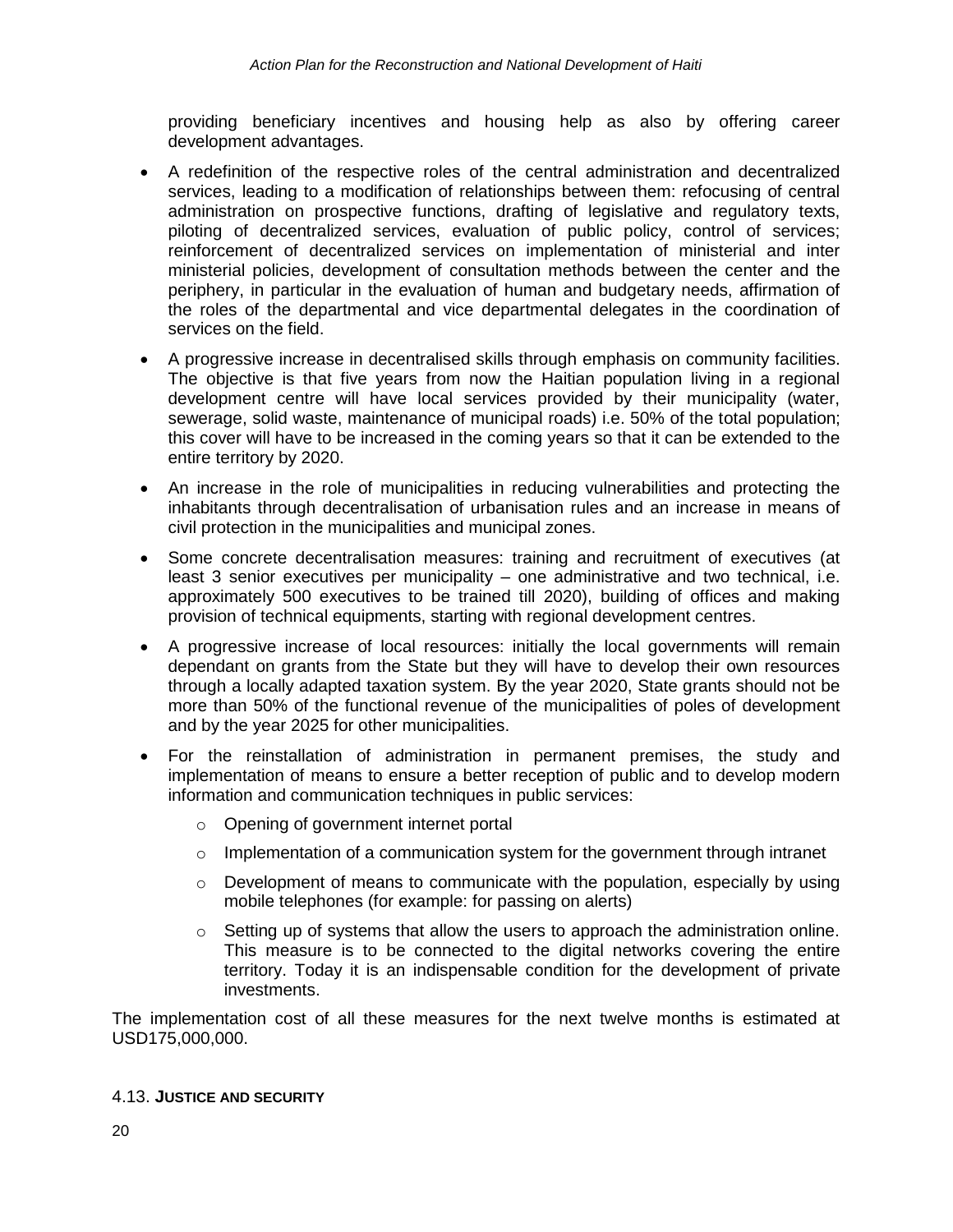providing beneficiary incentives and housing help as also by offering career development advantages.

- A redefinition of the respective roles of the central administration and decentralized services, leading to a modification of relationships between them: refocusing of central administration on prospective functions, drafting of legislative and regulatory texts, piloting of decentralized services, evaluation of public policy, control of services; reinforcement of decentralized services on implementation of ministerial and inter ministerial policies, development of consultation methods between the center and the periphery, in particular in the evaluation of human and budgetary needs, affirmation of the roles of the departmental and vice departmental delegates in the coordination of services on the field.
- A progressive increase in decentralised skills through emphasis on community facilities. The objective is that five years from now the Haitian population living in a regional development centre will have local services provided by their municipality (water, sewerage, solid waste, maintenance of municipal roads) i.e. 50% of the total population; this cover will have to be increased in the coming years so that it can be extended to the entire territory by 2020.
- An increase in the role of municipalities in reducing vulnerabilities and protecting the inhabitants through decentralisation of urbanisation rules and an increase in means of civil protection in the municipalities and municipal zones.
- Some concrete decentralisation measures: training and recruitment of executives (at least 3 senior executives per municipality – one administrative and two technical, i.e. approximately 500 executives to be trained till 2020), building of offices and making provision of technical equipments, starting with regional development centres.
- A progressive increase of local resources: initially the local governments will remain dependant on grants from the State but they will have to develop their own resources through a locally adapted taxation system. By the year 2020, State grants should not be more than 50% of the functional revenue of the municipalities of poles of development and by the year 2025 for other municipalities.
- For the reinstallation of administration in permanent premises, the study and implementation of means to ensure a better reception of public and to develop modern information and communication techniques in public services:
  - Opening of government internet portal
  - Implementation of a communication system for the government through intranet
  - Development of means to communicate with the population, especially by using mobile telephones (for example: for passing on alerts)
  - Setting up of systems that allow the users to approach the administration online. This measure is to be connected to the digital networks covering the entire territory. Today it is an indispensable condition for the development of private investments.

The implementation cost of all these measures for the next twelve months is estimated at USD175,000,000.

### 4.13. **JUSTICE AND SECURITY**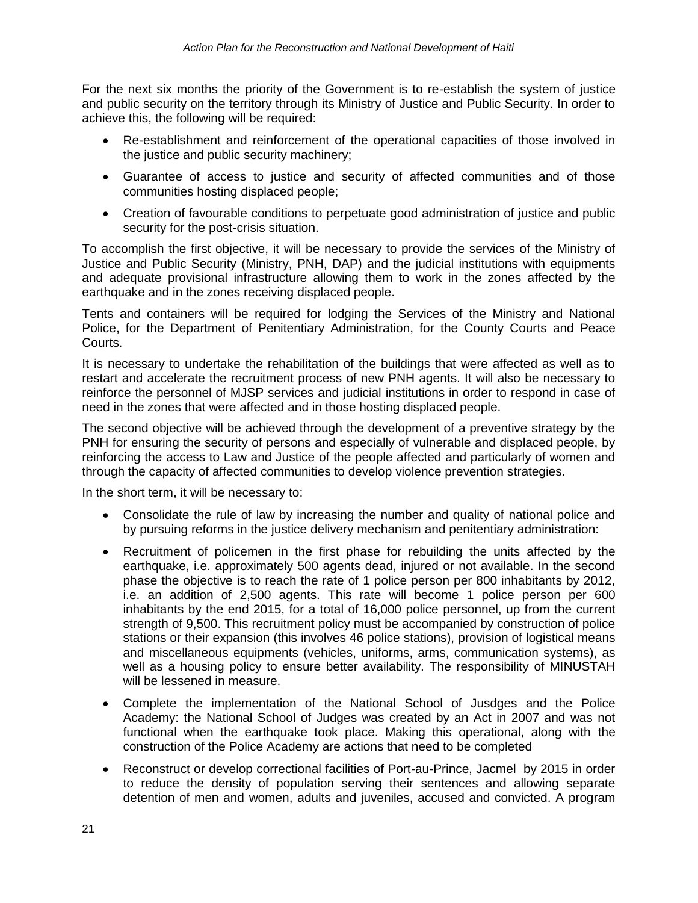For the next six months the priority of the Government is to re-establish the system of justice and public security on the territory through its Ministry of Justice and Public Security. In order to achieve this, the following will be required:

- Re-establishment and reinforcement of the operational capacities of those involved in the justice and public security machinery;
- Guarantee of access to justice and security of affected communities and of those communities hosting displaced people;
- Creation of favourable conditions to perpetuate good administration of justice and public security for the post-crisis situation.

To accomplish the first objective, it will be necessary to provide the services of the Ministry of Justice and Public Security (Ministry, PNH, DAP) and the judicial institutions with equipments and adequate provisional infrastructure allowing them to work in the zones affected by the earthquake and in the zones receiving displaced people.

Tents and containers will be required for lodging the Services of the Ministry and National Police, for the Department of Penitentiary Administration, for the County Courts and Peace Courts.

It is necessary to undertake the rehabilitation of the buildings that were affected as well as to restart and accelerate the recruitment process of new PNH agents. It will also be necessary to reinforce the personnel of MJSP services and judicial institutions in order to respond in case of need in the zones that were affected and in those hosting displaced people.

The second objective will be achieved through the development of a preventive strategy by the PNH for ensuring the security of persons and especially of vulnerable and displaced people, by reinforcing the access to Law and Justice of the people affected and particularly of women and through the capacity of affected communities to develop violence prevention strategies.

In the short term, it will be necessary to:

- Consolidate the rule of law by increasing the number and quality of national police and by pursuing reforms in the justice delivery mechanism and penitentiary administration:
- Recruitment of policemen in the first phase for rebuilding the units affected by the earthquake, i.e. approximately 500 agents dead, injured or not available. In the second phase the objective is to reach the rate of 1 police person per 800 inhabitants by 2012, i.e. an addition of 2,500 agents. This rate will become 1 police person per 600 inhabitants by the end 2015, for a total of 16,000 police personnel, up from the current strength of 9,500. This recruitment policy must be accompanied by construction of police stations or their expansion (this involves 46 police stations), provision of logistical means and miscellaneous equipments (vehicles, uniforms, arms, communication systems), as well as a housing policy to ensure better availability. The responsibility of MINUSTAH will be lessened in measure.
- Complete the implementation of the National School of Jusdges and the Police Academy: the National School of Judges was created by an Act in 2007 and was not functional when the earthquake took place. Making this operational, along with the construction of the Police Academy are actions that need to be completed
- Reconstruct or develop correctional facilities of Port-au-Prince, Jacmel by 2015 in order to reduce the density of population serving their sentences and allowing separate detention of men and women, adults and juveniles, accused and convicted. A program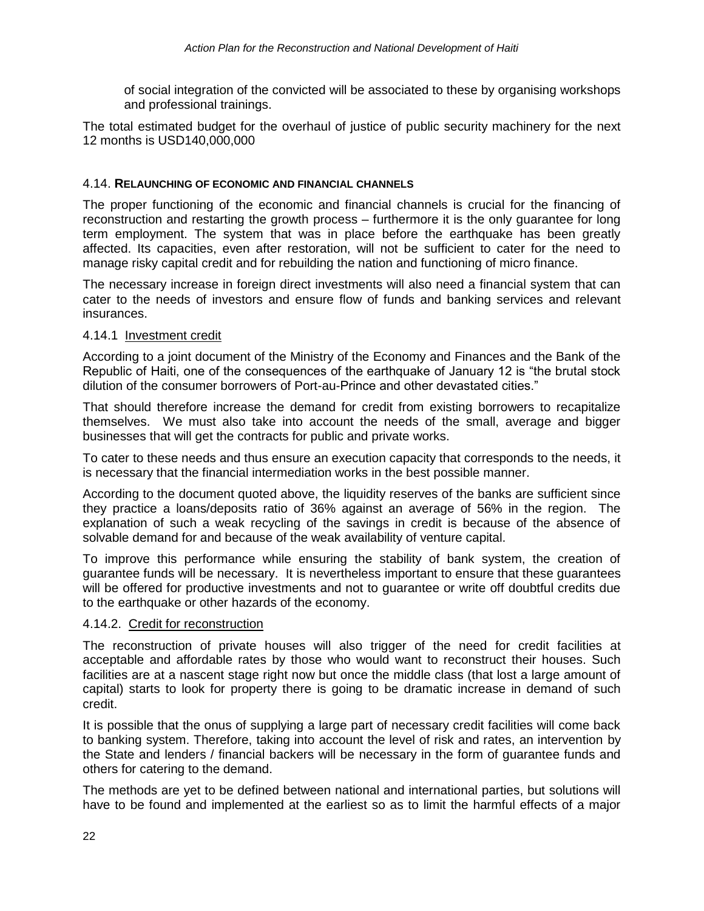of social integration of the convicted will be associated to these by organising workshops and professional trainings.

The total estimated budget for the overhaul of justice of public security machinery for the next 12 months is USD140,000,000

### 4.14. **RELAUNCHING OF ECONOMIC AND FINANCIAL CHANNELS**

The proper functioning of the economic and financial channels is crucial for the financing of reconstruction and restarting the growth process – furthermore it is the only guarantee for long term employment. The system that was in place before the earthquake has been greatly affected. Its capacities, even after restoration, will not be sufficient to cater for the need to manage risky capital credit and for rebuilding the nation and functioning of micro finance.

The necessary increase in foreign direct investments will also need a financial system that can cater to the needs of investors and ensure flow of funds and banking services and relevant insurances.

#### 4.14.1 Investment credit

According to a joint document of the Ministry of the Economy and Finances and the Bank of the Republic of Haiti, one of the consequences of the earthquake of January 12 is "the brutal stock dilution of the consumer borrowers of Port-au-Prince and other devastated cities."

That should therefore increase the demand for credit from existing borrowers to recapitalize themselves. We must also take into account the needs of the small, average and bigger businesses that will get the contracts for public and private works.

To cater to these needs and thus ensure an execution capacity that corresponds to the needs, it is necessary that the financial intermediation works in the best possible manner.

According to the document quoted above, the liquidity reserves of the banks are sufficient since they practice a loans/deposits ratio of 36% against an average of 56% in the region. The explanation of such a weak recycling of the savings in credit is because of the absence of solvable demand for and because of the weak availability of venture capital.

To improve this performance while ensuring the stability of bank system, the creation of guarantee funds will be necessary. It is nevertheless important to ensure that these guarantees will be offered for productive investments and not to guarantee or write off doubtful credits due to the earthquake or other hazards of the economy.

#### 4.14.2. Credit for reconstruction

The reconstruction of private houses will also trigger of the need for credit facilities at acceptable and affordable rates by those who would want to reconstruct their houses. Such facilities are at a nascent stage right now but once the middle class (that lost a large amount of capital) starts to look for property there is going to be dramatic increase in demand of such credit.

It is possible that the onus of supplying a large part of necessary credit facilities will come back to banking system. Therefore, taking into account the level of risk and rates, an intervention by the State and lenders / financial backers will be necessary in the form of guarantee funds and others for catering to the demand.

The methods are yet to be defined between national and international parties, but solutions will have to be found and implemented at the earliest so as to limit the harmful effects of a major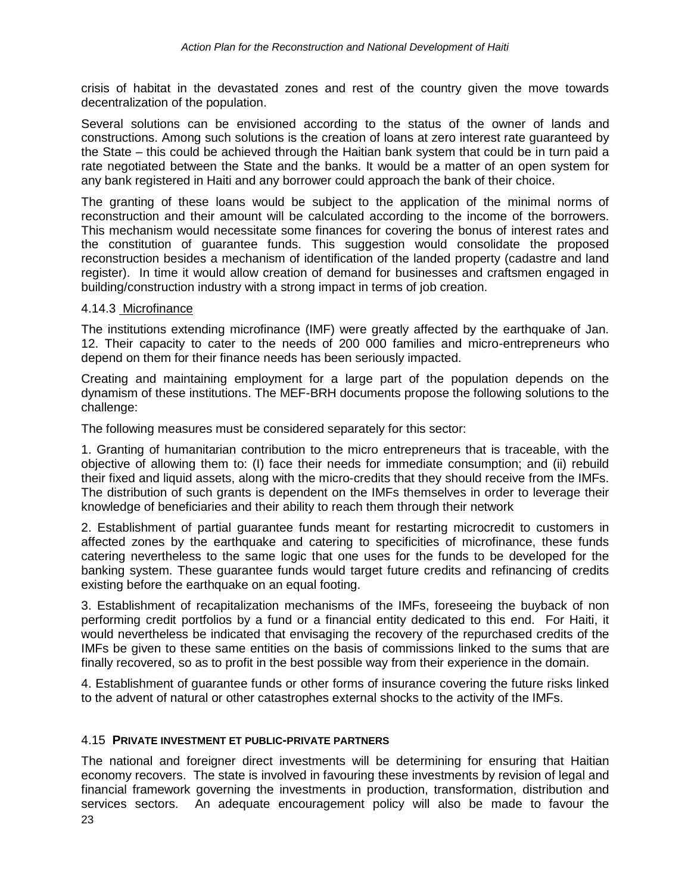crisis of habitat in the devastated zones and rest of the country given the move towards decentralization of the population.

Several solutions can be envisioned according to the status of the owner of lands and constructions. Among such solutions is the creation of loans at zero interest rate guaranteed by the State – this could be achieved through the Haitian bank system that could be in turn paid a rate negotiated between the State and the banks. It would be a matter of an open system for any bank registered in Haiti and any borrower could approach the bank of their choice.

The granting of these loans would be subject to the application of the minimal norms of reconstruction and their amount will be calculated according to the income of the borrowers. This mechanism would necessitate some finances for covering the bonus of interest rates and the constitution of guarantee funds. This suggestion would consolidate the proposed reconstruction besides a mechanism of identification of the landed property (cadastre and land register). In time it would allow creation of demand for businesses and craftsmen engaged in building/construction industry with a strong impact in terms of job creation.

### 4.14.3 Microfinance

The institutions extending microfinance (IMF) were greatly affected by the earthquake of Jan. 12. Their capacity to cater to the needs of 200 000 families and micro-entrepreneurs who depend on them for their finance needs has been seriously impacted.

Creating and maintaining employment for a large part of the population depends on the dynamism of these institutions. The MEF-BRH documents propose the following solutions to the challenge:

The following measures must be considered separately for this sector:

1. Granting of humanitarian contribution to the micro entrepreneurs that is traceable, with the objective of allowing them to: (I) face their needs for immediate consumption; and (ii) rebuild their fixed and liquid assets, along with the micro-credits that they should receive from the IMFs. The distribution of such grants is dependent on the IMFs themselves in order to leverage their knowledge of beneficiaries and their ability to reach them through their network

2. Establishment of partial guarantee funds meant for restarting microcredit to customers in affected zones by the earthquake and catering to specificities of microfinance, these funds catering nevertheless to the same logic that one uses for the funds to be developed for the banking system. These guarantee funds would target future credits and refinancing of credits existing before the earthquake on an equal footing.

3. Establishment of recapitalization mechanisms of the IMFs, foreseeing the buyback of non performing credit portfolios by a fund or a financial entity dedicated to this end. For Haiti, it would nevertheless be indicated that envisaging the recovery of the repurchased credits of the IMFs be given to these same entities on the basis of commissions linked to the sums that are finally recovered, so as to profit in the best possible way from their experience in the domain.

4. Establishment of guarantee funds or other forms of insurance covering the future risks linked to the advent of natural or other catastrophes external shocks to the activity of the IMFs.

## 4.15 PRIVATE INVESTMENT ET PUBLIC-PRIVATE PARTNERS

The national and foreigner direct investments will be determining for ensuring that Haitian economy recovers. The state is involved in favouring these investments by revision of legal and financial framework governing the investments in production, transformation, distribution and services sectors. An adequate encouragement policy will also be made to favour the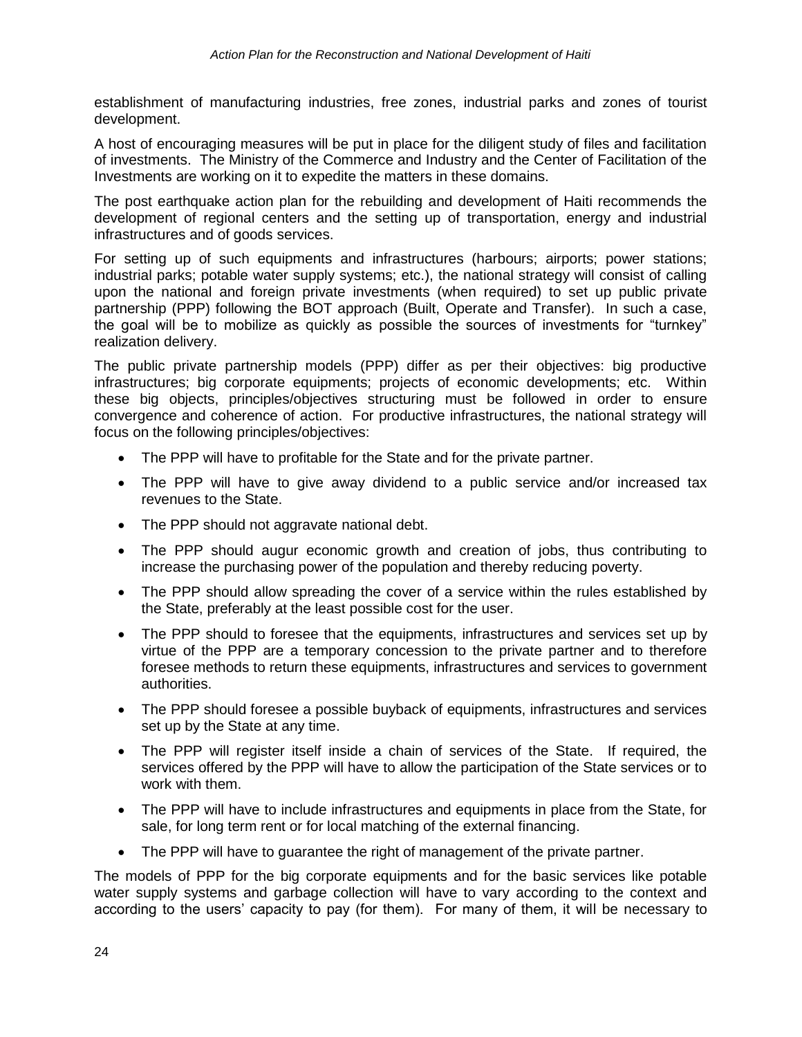establishment of manufacturing industries, free zones, industrial parks and zones of tourist development.

A host of encouraging measures will be put in place for the diligent study of files and facilitation of investments. The Ministry of the Commerce and Industry and the Center of Facilitation of the Investments are working on it to expedite the matters in these domains.

The post earthquake action plan for the rebuilding and development of Haiti recommends the development of regional centers and the setting up of transportation, energy and industrial infrastructures and of goods services.

For setting up of such equipments and infrastructures (harbours; airports; power stations; industrial parks; potable water supply systems; etc.), the national strategy will consist of calling upon the national and foreign private investments (when required) to set up public private partnership (PPP) following the BOT approach (Built, Operate and Transfer). In such a case, the goal will be to mobilize as quickly as possible the sources of investments for "turnkey" realization delivery.

The public private partnership models (PPP) differ as per their objectives: big productive infrastructures; big corporate equipments; projects of economic developments; etc. Within these big objects, principles/objectives structuring must be followed in order to ensure convergence and coherence of action. For productive infrastructures, the national strategy will focus on the following principles/objectives:

- The PPP will have to profitable for the State and for the private partner.
- The PPP will have to give away dividend to a public service and/or increased tax revenues to the State.
- The PPP should not aggravate national debt.
- The PPP should augur economic growth and creation of jobs, thus contributing to increase the purchasing power of the population and thereby reducing poverty.
- The PPP should allow spreading the cover of a service within the rules established by the State, preferably at the least possible cost for the user.
- The PPP should to foresee that the equipments, infrastructures and services set up by virtue of the PPP are a temporary concession to the private partner and to therefore foresee methods to return these equipments, infrastructures and services to government authorities.
- The PPP should foresee a possible buyback of equipments, infrastructures and services set up by the State at any time.
- The PPP will register itself inside a chain of services of the State. If required, the services offered by the PPP will have to allow the participation of the State services or to work with them.
- The PPP will have to include infrastructures and equipments in place from the State, for sale, for long term rent or for local matching of the external financing.
- The PPP will have to guarantee the right of management of the private partner.

The models of PPP for the big corporate equipments and for the basic services like potable water supply systems and garbage collection will have to vary according to the context and according to the users' capacity to pay (for them). For many of them, it will be necessary to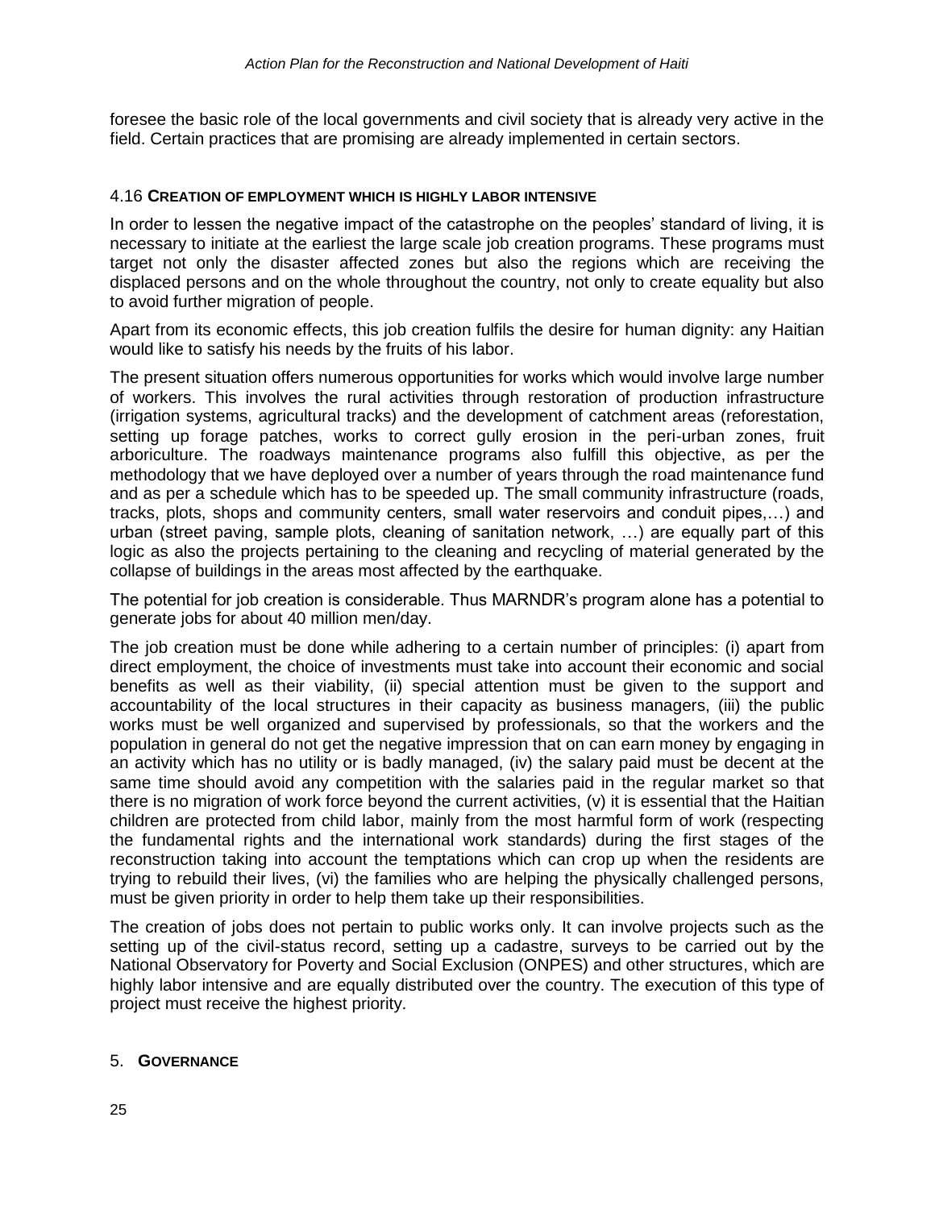foresee the basic role of the local governments and civil society that is already very active in the field. Certain practices that are promising are already implemented in certain sectors.

### 4.16 CREATION OF EMPLOYMENT WHICH IS HIGHLY LABOR INTENSIVE

In order to lessen the negative impact of the catastrophe on the peoples' standard of living, it is necessary to initiate at the earliest the large scale job creation programs. These programs must target not only the disaster affected zones but also the regions which are receiving the displaced persons and on the whole throughout the country, not only to create equality but also to avoid further migration of people.

Apart from its economic effects, this job creation fulfils the desire for human dignity: any Haitian would like to satisfy his needs by the fruits of his labor.

The present situation offers numerous opportunities for works which would involve large number of workers. This involves the rural activities through restoration of production infrastructure (irrigation systems, agricultural tracks) and the development of catchment areas (reforestation, setting up forage patches, works to correct gully erosion in the peri-urban zones, fruit arboriculture. The roadways maintenance programs also fulfill this objective, as per the methodology that we have deployed over a number of years through the road maintenance fund and as per a schedule which has to be speeded up. The small community infrastructure (roads, tracks, plots, shops and community centers, small water reservoirs and conduit pipes,…) and urban (street paving, sample plots, cleaning of sanitation network, …) are equally part of this logic as also the projects pertaining to the cleaning and recycling of material generated by the collapse of buildings in the areas most affected by the earthquake.

The potential for job creation is considerable. Thus MARNDR's program alone has a potential to generate jobs for about 40 million men/day.

The job creation must be done while adhering to a certain number of principles: (i) apart from direct employment, the choice of investments must take into account their economic and social benefits as well as their viability, (ii) special attention must be given to the support and accountability of the local structures in their capacity as business managers, (iii) the public works must be well organized and supervised by professionals, so that the workers and the population in general do not get the negative impression that on can earn money by engaging in an activity which has no utility or is badly managed, (iv) the salary paid must be decent at the same time should avoid any competition with the salaries paid in the regular market so that there is no migration of work force beyond the current activities, (v) it is essential that the Haitian children are protected from child labor, mainly from the most harmful form of work (respecting the fundamental rights and the international work standards) during the first stages of the reconstruction taking into account the temptations which can crop up when the residents are trying to rebuild their lives, (vi) the families who are helping the physically challenged persons, must be given priority in order to help them take up their responsibilities.

The creation of jobs does not pertain to public works only. It can involve projects such as the setting up of the civil-status record, setting up a cadastre, surveys to be carried out by the National Observatory for Poverty and Social Exclusion (ONPES) and other structures, which are highly labor intensive and are equally distributed over the country. The execution of this type of project must receive the highest priority.

## 5. GOVERNANCE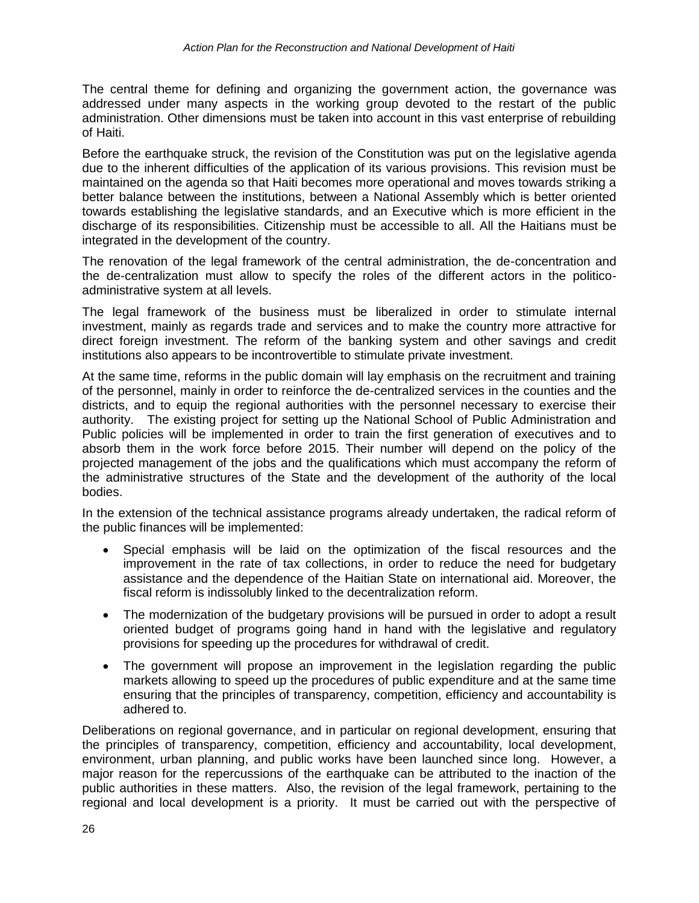The central theme for defining and organizing the government action, the governance was addressed under many aspects in the working group devoted to the restart of the public administration. Other dimensions must be taken into account in this vast enterprise of rebuilding of Haiti.

Before the earthquake struck, the revision of the Constitution was put on the legislative agenda due to the inherent difficulties of the application of its various provisions. This revision must be maintained on the agenda so that Haiti becomes more operational and moves towards striking a better balance between the institutions, between a National Assembly which is better oriented towards establishing the legislative standards, and an Executive which is more efficient in the discharge of its responsibilities. Citizenship must be accessible to all. All the Haitians must be integrated in the development of the country.

The renovation of the legal framework of the central administration, the de-concentration and the de-centralization must allow to specify the roles of the different actors in the politico-administrative system at all levels.

The legal framework of the business must be liberalized in order to stimulate internal investment, mainly as regards trade and services and to make the country more attractive for direct foreign investment. The reform of the banking system and other savings and credit institutions also appears to be incontrovertible to stimulate private investment.

At the same time, reforms in the public domain will lay emphasis on the recruitment and training of the personnel, mainly in order to reinforce the de-centralized services in the counties and the districts, and to equip the regional authorities with the personnel necessary to exercise their authority. The existing project for setting up the National School of Public Administration and Public policies will be implemented in order to train the first generation of executives and to absorb them in the work force before 2015. Their number will depend on the policy of the projected management of the jobs and the qualifications which must accompany the reform of the administrative structures of the State and the development of the authority of the local bodies.

In the extension of the technical assistance programs already undertaken, the radical reform of the public finances will be implemented:

- Special emphasis will be laid on the optimization of the fiscal resources and the improvement in the rate of tax collections, in order to reduce the need for budgetary assistance and the dependence of the Haitian State on international aid. Moreover, the fiscal reform is indissolubly linked to the decentralization reform.
- The modernization of the budgetary provisions will be pursued in order to adopt a result oriented budget of programs going hand in hand with the legislative and regulatory provisions for speeding up the procedures for withdrawal of credit.
- The government will propose an improvement in the legislation regarding the public markets allowing to speed up the procedures of public expenditure and at the same time ensuring that the principles of transparency, competition, efficiency and accountability is adhered to.

Deliberations on regional governance, and in particular on regional development, ensuring that the principles of transparency, competition, efficiency and accountability, local development, environment, urban planning, and public works have been launched since long. However, a major reason for the repercussions of the earthquake can be attributed to the inaction of the public authorities in these matters. Also, the revision of the legal framework, pertaining to the regional and local development is a priority. It must be carried out with the perspective of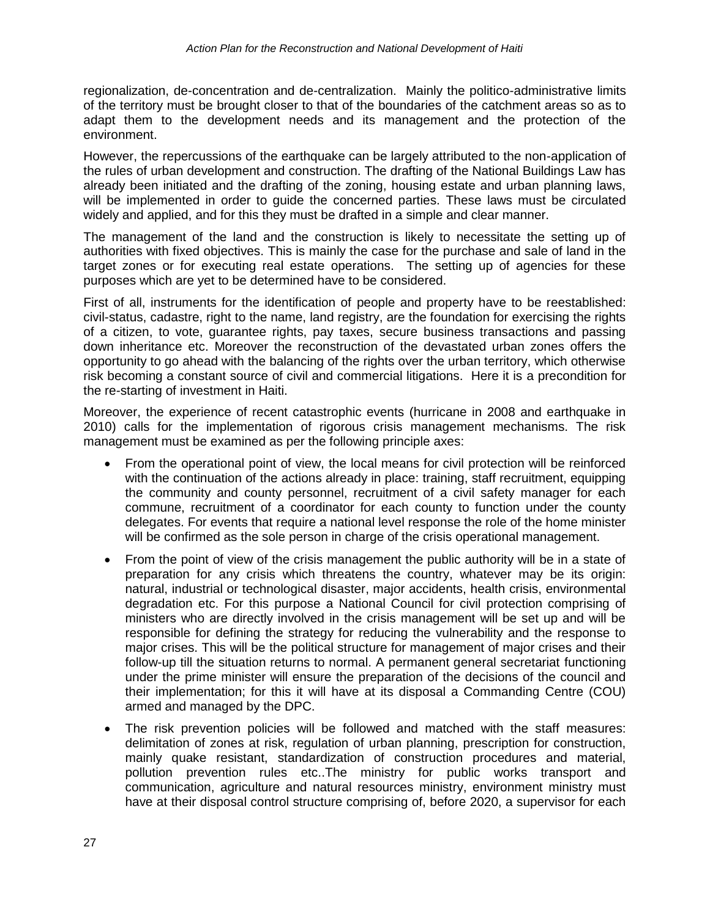regionalization, de-concentration and de-centralization. Mainly the politico-administrative limits of the territory must be brought closer to that of the boundaries of the catchment areas so as to adapt them to the development needs and its management and the protection of the environment.

However, the repercussions of the earthquake can be largely attributed to the non-application of the rules of urban development and construction. The drafting of the National Buildings Law has already been initiated and the drafting of the zoning, housing estate and urban planning laws, will be implemented in order to guide the concerned parties. These laws must be circulated widely and applied, and for this they must be drafted in a simple and clear manner.

The management of the land and the construction is likely to necessitate the setting up of authorities with fixed objectives. This is mainly the case for the purchase and sale of land in the target zones or for executing real estate operations. The setting up of agencies for these purposes which are yet to be determined have to be considered.

First of all, instruments for the identification of people and property have to be reestablished: civil-status, cadastre, right to the name, land registry, are the foundation for exercising the rights of a citizen, to vote, guarantee rights, pay taxes, secure business transactions and passing down inheritance etc. Moreover the reconstruction of the devastated urban zones offers the opportunity to go ahead with the balancing of the rights over the urban territory, which otherwise risk becoming a constant source of civil and commercial litigations. Here it is a precondition for the re-starting of investment in Haiti.

Moreover, the experience of recent catastrophic events (hurricane in 2008 and earthquake in 2010) calls for the implementation of rigorous crisis management mechanisms. The risk management must be examined as per the following principle axes:

- From the operational point of view, the local means for civil protection will be reinforced with the continuation of the actions already in place: training, staff recruitment, equipping the community and county personnel, recruitment of a civil safety manager for each commune, recruitment of a coordinator for each county to function under the county delegates. For events that require a national level response the role of the home minister will be confirmed as the sole person in charge of the crisis operational management.
- From the point of view of the crisis management the public authority will be in a state of preparation for any crisis which threatens the country, whatever may be its origin: natural, industrial or technological disaster, major accidents, health crisis, environmental degradation etc. For this purpose a National Council for civil protection comprising of ministers who are directly involved in the crisis management will be set up and will be responsible for defining the strategy for reducing the vulnerability and the response to major crises. This will be the political structure for management of major crises and their follow-up till the situation returns to normal. A permanent general secretariat functioning under the prime minister will ensure the preparation of the decisions of the council and their implementation; for this it will have at its disposal a Commanding Centre (COU) armed and managed by the DPC.
- The risk prevention policies will be followed and matched with the staff measures: delimitation of zones at risk, regulation of urban planning, prescription for construction, mainly quake resistant, standardization of construction procedures and material, pollution prevention rules etc..The ministry for public works transport and communication, agriculture and natural resources ministry, environment ministry must have at their disposal control structure comprising of, before 2020, a supervisor for each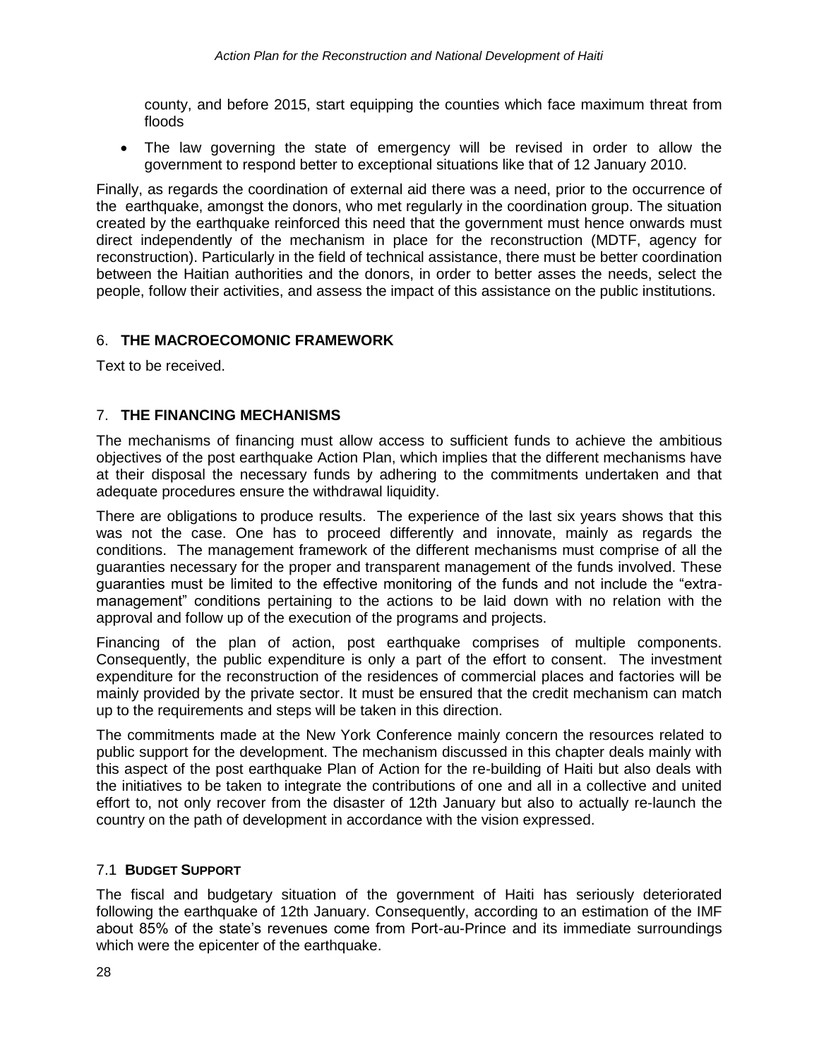county, and before 2015, start equipping the counties which face maximum threat from floods

- The law governing the state of emergency will be revised in order to allow the government to respond better to exceptional situations like that of 12 January 2010.

Finally, as regards the coordination of external aid there was a need, prior to the occurrence of the earthquake, amongst the donors, who met regularly in the coordination group. The situation created by the earthquake reinforced this need that the government must hence onwards must direct independently of the mechanism in place for the reconstruction (MDTF, agency for reconstruction). Particularly in the field of technical assistance, there must be better coordination between the Haitian authorities and the donors, in order to better asses the needs, select the people, follow their activities, and assess the impact of this assistance on the public institutions.

## 6. THE MACROECOMONIC FRAMEWORK

Text to be received.

## 7. THE FINANCING MECHANISMS

The mechanisms of financing must allow access to sufficient funds to achieve the ambitious objectives of the post earthquake Action Plan, which implies that the different mechanisms have at their disposal the necessary funds by adhering to the commitments undertaken and that adequate procedures ensure the withdrawal liquidity.

There are obligations to produce results. The experience of the last six years shows that this was not the case. One has to proceed differently and innovate, mainly as regards the conditions. The management framework of the different mechanisms must comprise of all the guaranties necessary for the proper and transparent management of the funds involved. These guaranties must be limited to the effective monitoring of the funds and not include the "extra-management" conditions pertaining to the actions to be laid down with no relation with the approval and follow up of the execution of the programs and projects.

Financing of the plan of action, post earthquake comprises of multiple components. Consequently, the public expenditure is only a part of the effort to consent. The investment expenditure for the reconstruction of the residences of commercial places and factories will be mainly provided by the private sector. It must be ensured that the credit mechanism can match up to the requirements and steps will be taken in this direction.

The commitments made at the New York Conference mainly concern the resources related to public support for the development. The mechanism discussed in this chapter deals mainly with this aspect of the post earthquake Plan of Action for the re-building of Haiti but also deals with the initiatives to be taken to integrate the contributions of one and all in a collective and united effort to, not only recover from the disaster of 12th January but also to actually re-launch the country on the path of development in accordance with the vision expressed.

### 7.1 BUDGET SUPPORT

The fiscal and budgetary situation of the government of Haiti has seriously deteriorated following the earthquake of 12th January. Consequently, according to an estimation of the IMF about 85% of the state's revenues come from Port-au-Prince and its immediate surroundings which were the epicenter of the earthquake.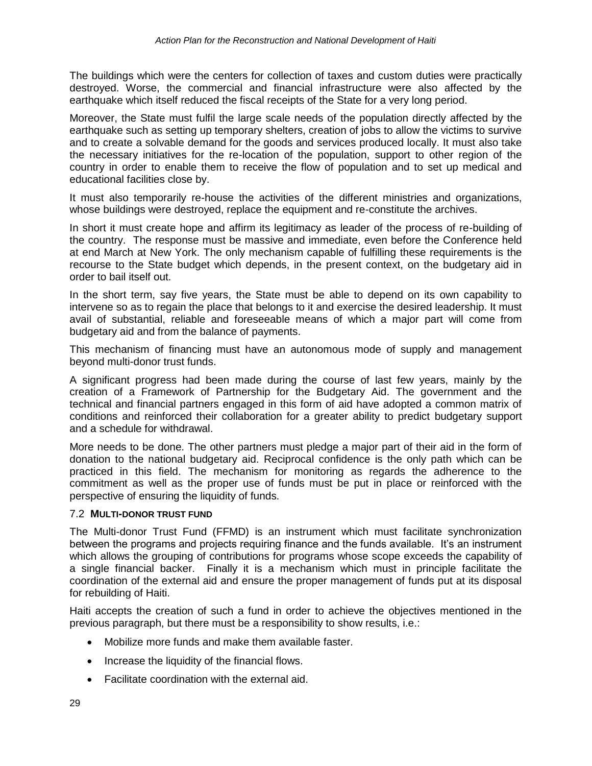The buildings which were the centers for collection of taxes and custom duties were practically destroyed. Worse, the commercial and financial infrastructure were also affected by the earthquake which itself reduced the fiscal receipts of the State for a very long period.

Moreover, the State must fulfil the large scale needs of the population directly affected by the earthquake such as setting up temporary shelters, creation of jobs to allow the victims to survive and to create a solvable demand for the goods and services produced locally. It must also take the necessary initiatives for the re-location of the population, support to other region of the country in order to enable them to receive the flow of population and to set up medical and educational facilities close by.

It must also temporarily re-house the activities of the different ministries and organizations, whose buildings were destroyed, replace the equipment and re-constitute the archives.

In short it must create hope and affirm its legitimacy as leader of the process of re-building of the country. The response must be massive and immediate, even before the Conference held at end March at New York. The only mechanism capable of fulfilling these requirements is the recourse to the State budget which depends, in the present context, on the budgetary aid in order to bail itself out.

In the short term, say five years, the State must be able to depend on its own capability to intervene so as to regain the place that belongs to it and exercise the desired leadership. It must avail of substantial, reliable and foreseeable means of which a major part will come from budgetary aid and from the balance of payments.

This mechanism of financing must have an autonomous mode of supply and management beyond multi-donor trust funds.

A significant progress had been made during the course of last few years, mainly by the creation of a Framework of Partnership for the Budgetary Aid. The government and the technical and financial partners engaged in this form of aid have adopted a common matrix of conditions and reinforced their collaboration for a greater ability to predict budgetary support and a schedule for withdrawal.

More needs to be done. The other partners must pledge a major part of their aid in the form of donation to the national budgetary aid. Reciprocal confidence is the only path which can be practiced in this field. The mechanism for monitoring as regards the adherence to the commitment as well as the proper use of funds must be put in place or reinforced with the perspective of ensuring the liquidity of funds.

### 7.2 MULTI-DONOR TRUST FUND

The Multi-donor Trust Fund (FFMD) is an instrument which must facilitate synchronization between the programs and projects requiring finance and the funds available. It's an instrument which allows the grouping of contributions for programs whose scope exceeds the capability of a single financial backer. Finally it is a mechanism which must in principle facilitate the coordination of the external aid and ensure the proper management of funds put at its disposal for rebuilding of Haiti.

Haiti accepts the creation of such a fund in order to achieve the objectives mentioned in the previous paragraph, but there must be a responsibility to show results, i.e.:

- Mobilize more funds and make them available faster.
- Increase the liquidity of the financial flows.
- Facilitate coordination with the external aid.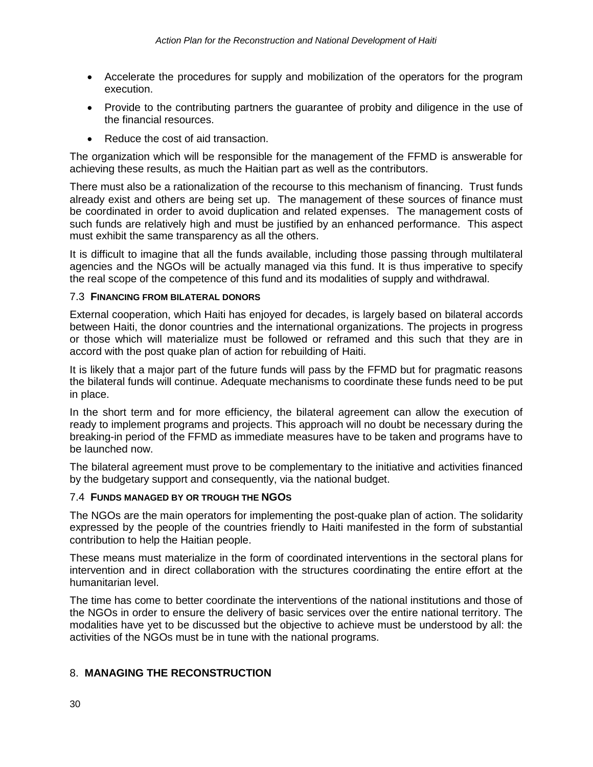- Accelerate the procedures for supply and mobilization of the operators for the program execution.
- Provide to the contributing partners the guarantee of probity and diligence in the use of the financial resources.
- Reduce the cost of aid transaction.

The organization which will be responsible for the management of the FFMD is answerable for achieving these results, as much the Haitian part as well as the contributors.

There must also be a rationalization of the recourse to this mechanism of financing. Trust funds already exist and others are being set up. The management of these sources of finance must be coordinated in order to avoid duplication and related expenses. The management costs of such funds are relatively high and must be justified by an enhanced performance. This aspect must exhibit the same transparency as all the others.

It is difficult to imagine that all the funds available, including those passing through multilateral agencies and the NGOs will be actually managed via this fund. It is thus imperative to specify the real scope of the competence of this fund and its modalities of supply and withdrawal.

### 7.3 FINANCING FROM BILATERAL DONORS

External cooperation, which Haiti has enjoyed for decades, is largely based on bilateral accords between Haiti, the donor countries and the international organizations. The projects in progress or those which will materialize must be followed or reframed and this such that they are in accord with the post quake plan of action for rebuilding of Haiti.

It is likely that a major part of the future funds will pass by the FFMD but for pragmatic reasons the bilateral funds will continue. Adequate mechanisms to coordinate these funds need to be put in place.

In the short term and for more efficiency, the bilateral agreement can allow the execution of ready to implement programs and projects. This approach will no doubt be necessary during the breaking-in period of the FFMD as immediate measures have to be taken and programs have to be launched now.

The bilateral agreement must prove to be complementary to the initiative and activities financed by the budgetary support and consequently, via the national budget.

### 7.4 FUNDS MANAGED BY OR TROUGH THE NGOS

The NGOs are the main operators for implementing the post-quake plan of action. The solidarity expressed by the people of the countries friendly to Haiti manifested in the form of substantial contribution to help the Haitian people.

These means must materialize in the form of coordinated interventions in the sectoral plans for intervention and in direct collaboration with the structures coordinating the entire effort at the humanitarian level.

The time has come to better coordinate the interventions of the national institutions and those of the NGOs in order to ensure the delivery of basic services over the entire national territory. The modalities have yet to be discussed but the objective to achieve must be understood by all: the activities of the NGOs must be in tune with the national programs.

## 8. MANAGING THE RECONSTRUCTION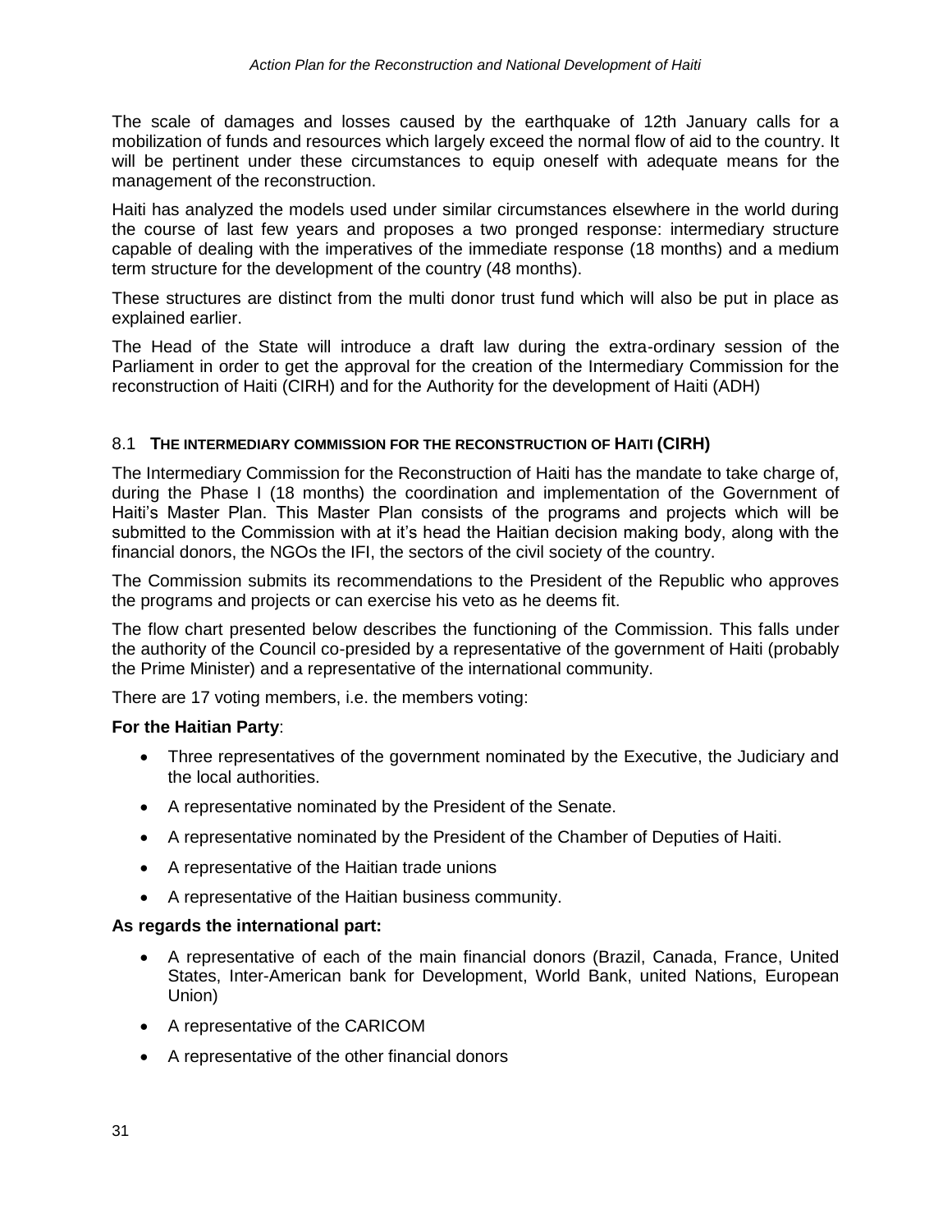The scale of damages and losses caused by the earthquake of 12th January calls for a mobilization of funds and resources which largely exceed the normal flow of aid to the country. It will be pertinent under these circumstances to equip oneself with adequate means for the management of the reconstruction.

Haiti has analyzed the models used under similar circumstances elsewhere in the world during the course of last few years and proposes a two pronged response: intermediary structure capable of dealing with the imperatives of the immediate response (18 months) and a medium term structure for the development of the country (48 months).

These structures are distinct from the multi donor trust fund which will also be put in place as explained earlier.

The Head of the State will introduce a draft law during the extra-ordinary session of the Parliament in order to get the approval for the creation of the Intermediary Commission for the reconstruction of Haiti (CIRH) and for the Authority for the development of Haiti (ADH)

## 8.1 The intermediary commission for the reconstruction of Haiti (CIRH)

The Intermediary Commission for the Reconstruction of Haiti has the mandate to take charge of, during the Phase I (18 months) the coordination and implementation of the Government of Haiti's Master Plan. This Master Plan consists of the programs and projects which will be submitted to the Commission with at it's head the Haitian decision making body, along with the financial donors, the NGOs the IFI, the sectors of the civil society of the country.

The Commission submits its recommendations to the President of the Republic who approves the programs and projects or can exercise his veto as he deems fit.

The flow chart presented below describes the functioning of the Commission. This falls under the authority of the Council co-presided by a representative of the government of Haiti (probably the Prime Minister) and a representative of the international community.

There are 17 voting members, i.e. the members voting:

**For the Haitian Party**:

- Three representatives of the government nominated by the Executive, the Judiciary and the local authorities.
- A representative nominated by the President of the Senate.
- A representative nominated by the President of the Chamber of Deputies of Haiti.
- A representative of the Haitian trade unions
- A representative of the Haitian business community.

**As regards the international part:**

- A representative of each of the main financial donors (Brazil, Canada, France, United States, Inter-American bank for Development, World Bank, united Nations, European Union)
- A representative of the CARICOM
- A representative of the other financial donors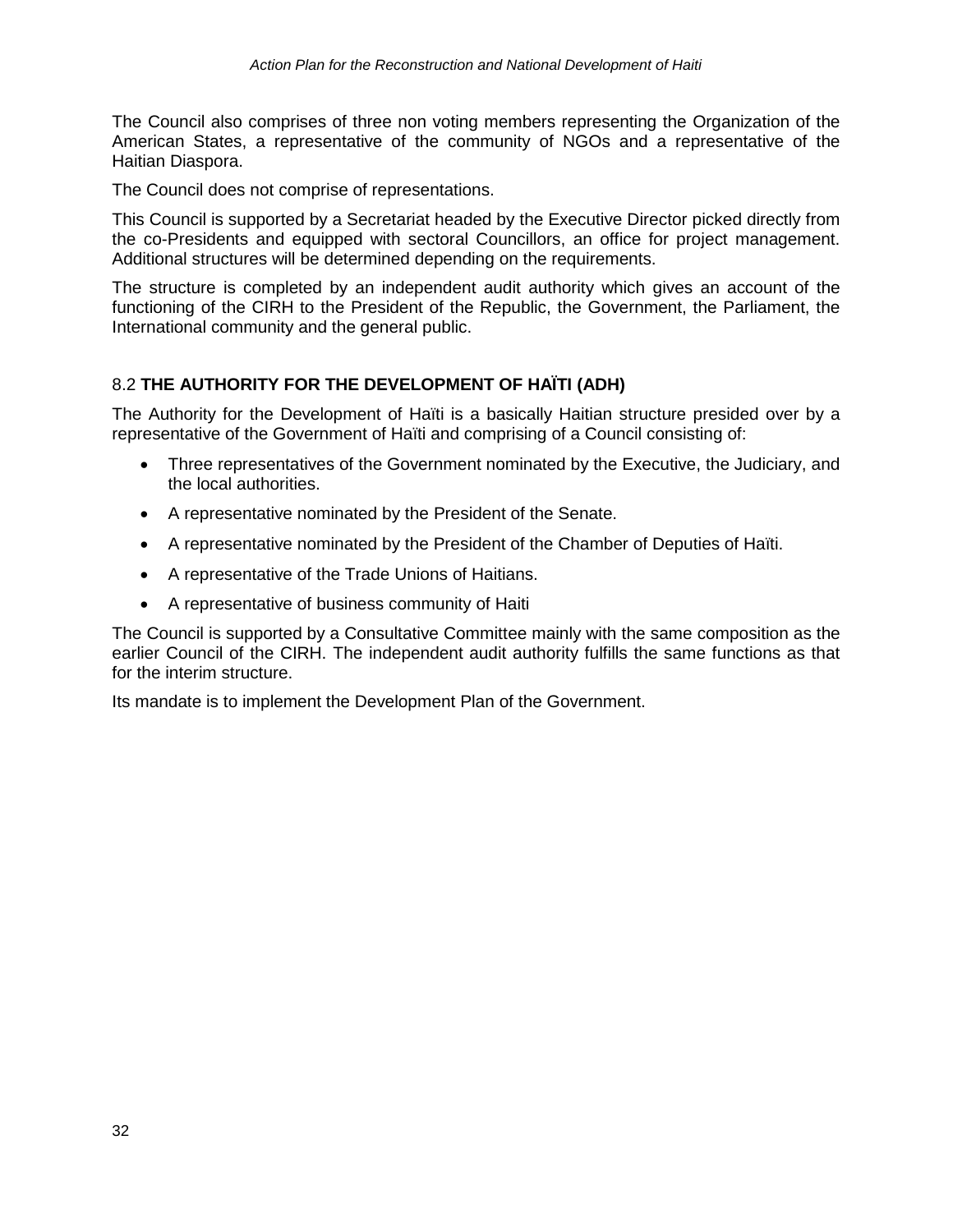The Council also comprises of three non voting members representing the Organization of the American States, a representative of the community of NGOs and a representative of the Haitian Diaspora.

The Council does not comprise of representations.

This Council is supported by a Secretariat headed by the Executive Director picked directly from the co-Presidents and equipped with sectoral Councillors, an office for project management. Additional structures will be determined depending on the requirements.

The structure is completed by an independent audit authority which gives an account of the functioning of the CIRH to the President of the Republic, the Government, the Parliament, the International community and the general public.

## 8.2 **THE AUTHORITY FOR THE DEVELOPMENT OF HAÏTI (ADH)**

The Authority for the Development of Haïti is a basically Haitian structure presided over by a representative of the Government of Haïti and comprising of a Council consisting of:

- Three representatives of the Government nominated by the Executive, the Judiciary, and the local authorities.
- A representative nominated by the President of the Senate.
- A representative nominated by the President of the Chamber of Deputies of Haïti.
- A representative of the Trade Unions of Haitians.
- A representative of business community of Haiti

The Council is supported by a Consultative Committee mainly with the same composition as the earlier Council of the CIRH. The independent audit authority fulfills the same functions as that for the interim structure.

Its mandate is to implement the Development Plan of the Government.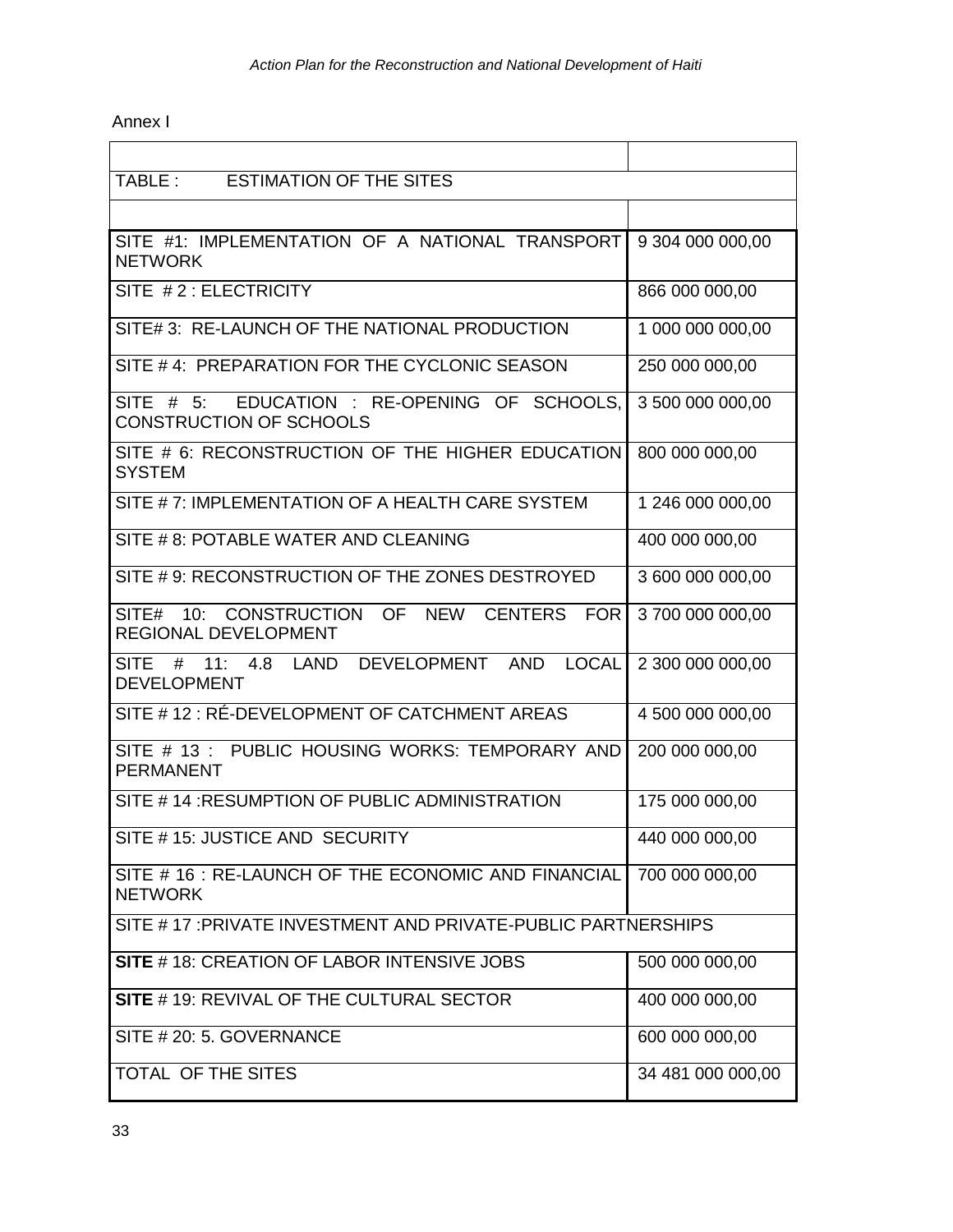Annex I

| TABLE : ESTIMATION OF THE SITES | |
|---|---|
| SITE #1: IMPLEMENTATION OF A NATIONAL TRANSPORT NETWORK | 9 304 000 000,00 |
| SITE # 2 : ELECTRICITY | 866 000 000,00 |
| SITE# 3: RE-LAUNCH OF THE NATIONAL PRODUCTION | 1 000 000 000,00 |
| SITE # 4: PREPARATION FOR THE CYCLONIC SEASON | 250 000 000,00 |
| SITE # 5: EDUCATION : RE-OPENING OF SCHOOLS, CONSTRUCTION OF SCHOOLS | 3 500 000 000,00 |
| SITE # 6: RECONSTRUCTION OF THE HIGHER EDUCATION SYSTEM | 800 000 000,00 |
| SITE # 7: IMPLEMENTATION OF A HEALTH CARE SYSTEM | 1 246 000 000,00 |
| SITE # 8: POTABLE WATER AND CLEANING | 400 000 000,00 |
| SITE # 9: RECONSTRUCTION OF THE ZONES DESTROYED | 3 600 000 000,00 |
| SITE# 10: CONSTRUCTION OF NEW CENTERS FOR REGIONAL DEVELOPMENT | 3 700 000 000,00 |
| SITE # 11: 4.8 LAND DEVELOPMENT AND LOCAL DEVELOPMENT | 2 300 000 000,00 |
| SITE # 12 : RÉ-DEVELOPMENT OF CATCHMENT AREAS | 4 500 000 000,00 |
| SITE # 13 : PUBLIC HOUSING WORKS: TEMPORARY AND PERMANENT | 200 000 000,00 |
| SITE # 14 :RESUMPTION OF PUBLIC ADMINISTRATION | 175 000 000,00 |
| SITE # 15: JUSTICE AND SECURITY | 440 000 000,00 |
| SITE # 16 : RE-LAUNCH OF THE ECONOMIC AND FINANCIAL NETWORK | 700 000 000,00 |
| SITE # 17 :PRIVATE INVESTMENT AND PRIVATE-PUBLIC PARTNERSHIPS | |
| **SITE** # 18: CREATION OF LABOR INTENSIVE JOBS | 500 000 000,00 |
| **SITE** # 19: REVIVAL OF THE CULTURAL SECTOR | 400 000 000,00 |
| SITE # 20: 5. GOVERNANCE | 600 000 000,00 |
| TOTAL OF THE SITES | 34 481 000 000,00 |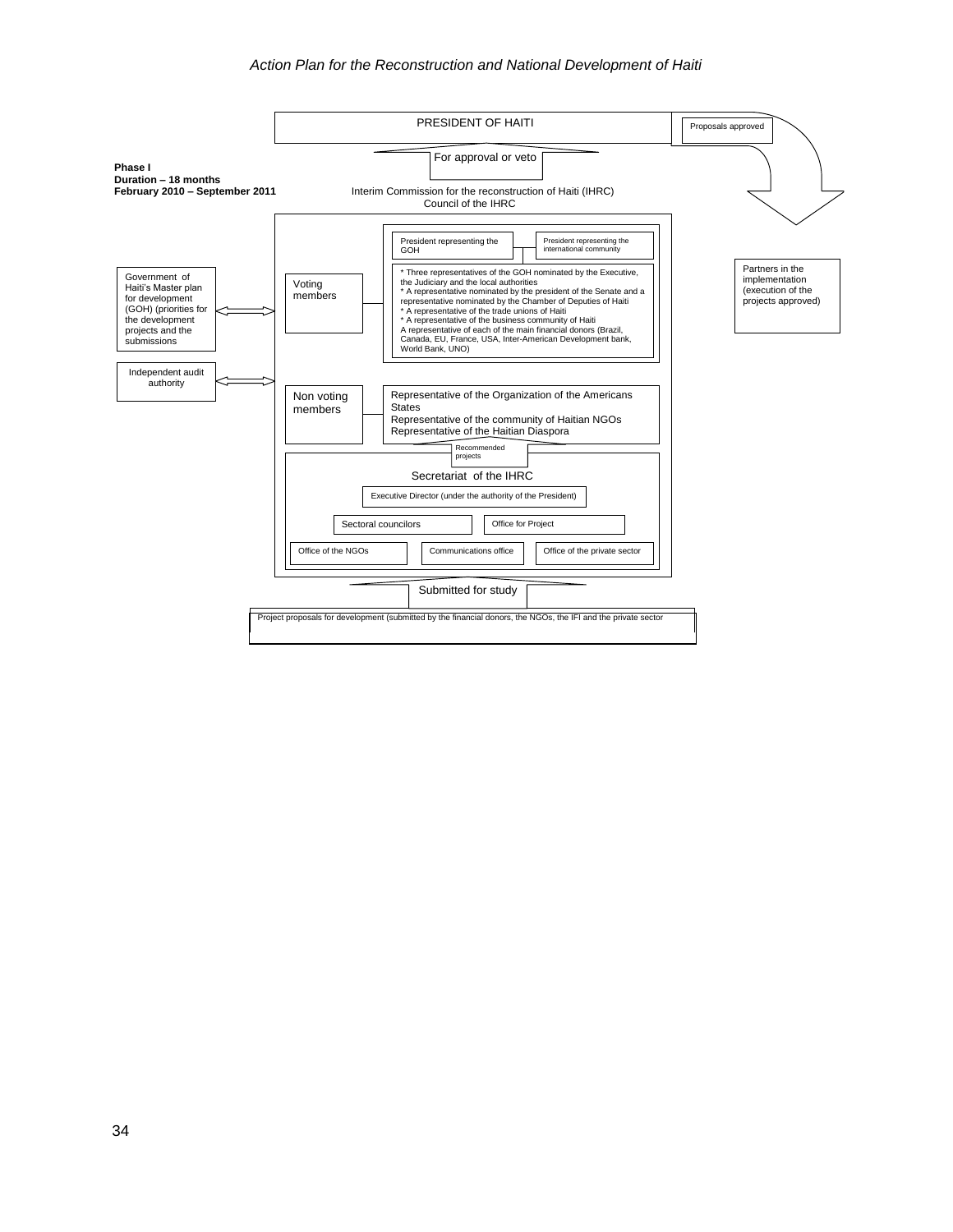**Phase I**
**Duration – 18 months**
**February 2010 – September 2011**

PRESIDENT OF HAITI

Proposals approved

For approval or veto

Interim Commission for the reconstruction of Haiti (IHRC)
Council of the IHRC

Voting members

President representing the GOH

President representing the international community

* Three representatives of the GOH nominated by the Executive, the Judiciary and the local authorities
* A representative nominated by the president of the Senate and a representative nominated by the Chamber of Deputies of Haiti
* A representative of the trade unions of Haiti
* A representative of the business community of Haiti
A representative of each of the main financial donors (Brazil, Canada, EU, France, USA, Inter-American Development bank, World Bank, UNO)

Non voting members

Representative of the Organization of the Americans States
Representative of the community of Haitian NGOs
Representative of the Haitian Diaspora

Recommended projects

Secretariat of the IHRC

Executive Director (under the authority of the President)

Sectoral councilors

Office for Project

Office of the NGOs

Communications office

Office of the private sector

Government of Haiti's Master plan for development (GOH) (priorities for the development projects and the submissions

Independent audit authority

Partners in the implementation (execution of the projects approved)

Submitted for study

Project proposals for development (submitted by the financial donors, the NGOs, the IFI and the private sector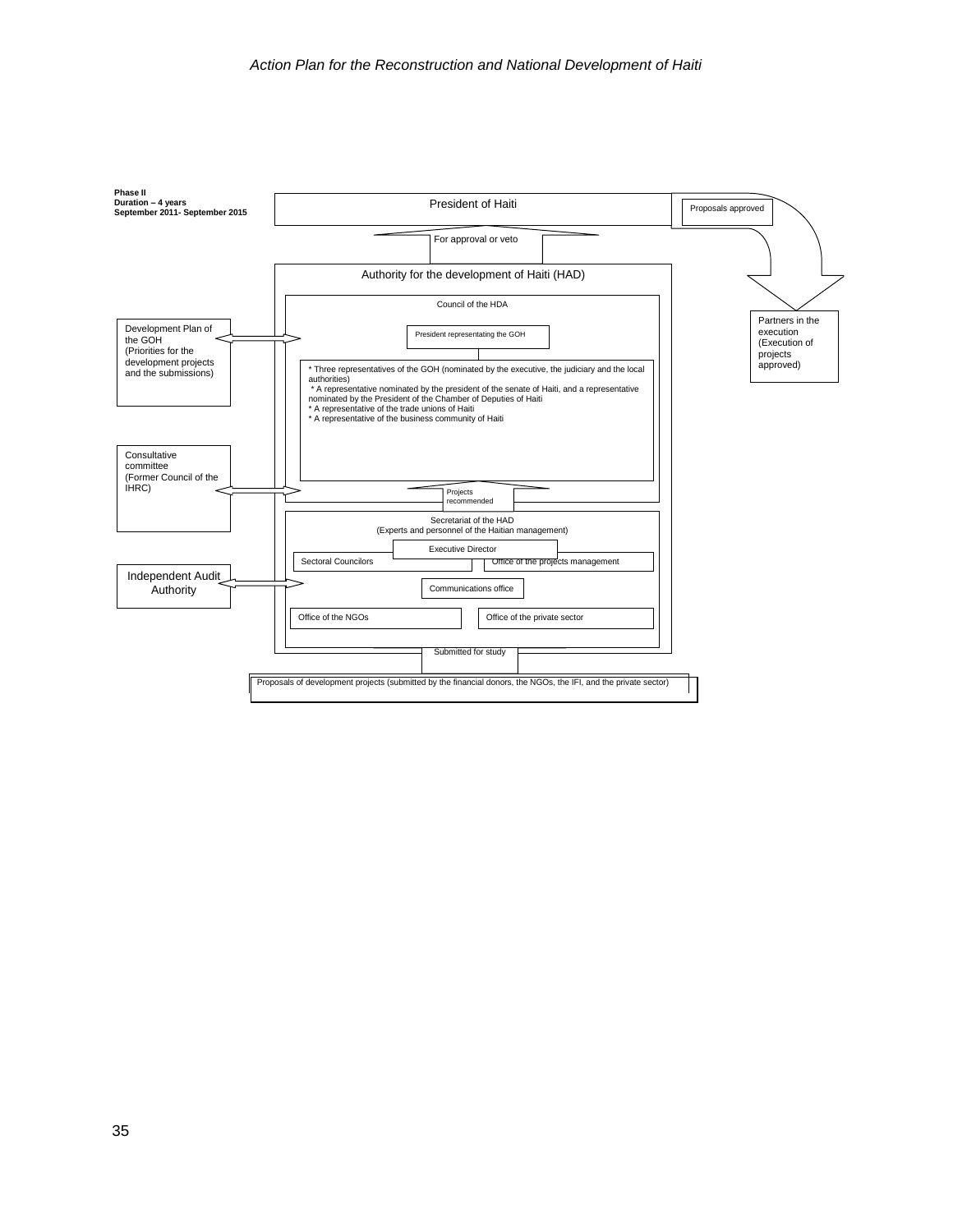**Phase II**
**Duration – 4 years**
**September 2011- September 2015**

President of Haiti

Proposals approved

For approval or veto

Authority for the development of Haiti (HAD)

Council of the HDA

President representating the GOH

* Three representatives of the GOH (nominated by the executive, the judiciary and the local authorities)
* A representative nominated by the president of the senate of Haiti, and a representative nominated by the President of the Chamber of Deputies of Haiti
* A representative of the trade unions of Haiti
* A representative of the business community of Haiti

Projects recommended

Secretariat of the HAD
(Experts and personnel of the Haitian management)

Executive Director

Sectoral Councilors

Office of the projects management

Communications office

Office of the NGOs

Office of the private sector

Submitted for study

Proposals of development projects (submitted by the financial donors, the NGOs, the IFI, and the private sector)

Development Plan of the GOH
(Priorities for the development projects and the submissions)

Consultative committee
(Former Council of the IHRC)

Independent Audit Authority

Partners in the execution
(Execution of projects approved)